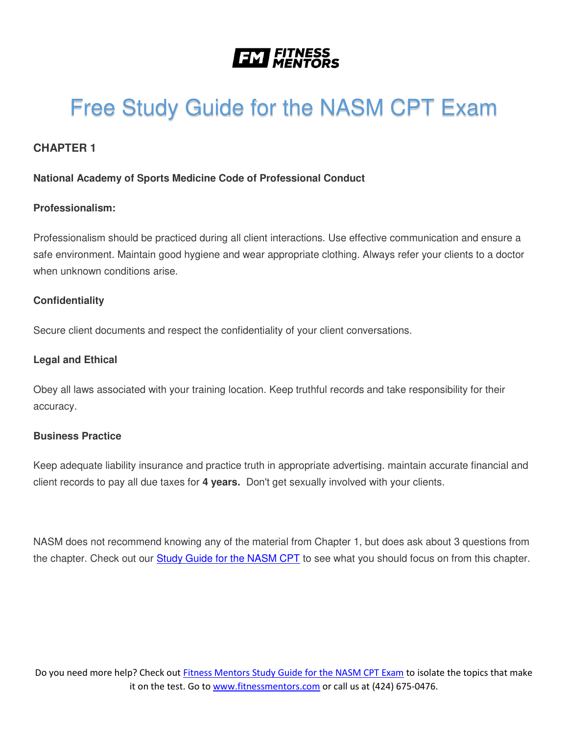FITNESS MENTORS

# Free Study Guide for the NASM CPT Exam

## CHAPTER 1

### National Academy of Sports Medicine Code of Professional Conduct

**Professionalism:**

Professionalism should be practiced during all client interactions. Use effective communication and ensure a safe environment. Maintain good hygiene and wear appropriate clothing. Always refer your clients to a doctor when unknown conditions arise.

**Confidentiality**

Secure client documents and respect the confidentiality of your client conversations.

**Legal and Ethical**

Obey all laws associated with your training location. Keep truthful records and take responsibility for their accuracy.

**Business Practice**

Keep adequate liability insurance and practice truth in appropriate advertising. maintain accurate financial and client records to pay all due taxes for **4 years.** Don't get sexually involved with your clients.

NASM does not recommend knowing any of the material from Chapter 1, but does ask about 3 questions from the chapter. Check out our [Study Guide for the NASM CPT](#) to see what you should focus on from this chapter.

Do you need more help? Check out [Fitness Mentors Study Guide for the NASM CPT Exam](#) to isolate the topics that make it on the test. Go to [www.fitnessmentors.com](http://www.fitnessmentors.com) or call us at (424) 675-0476.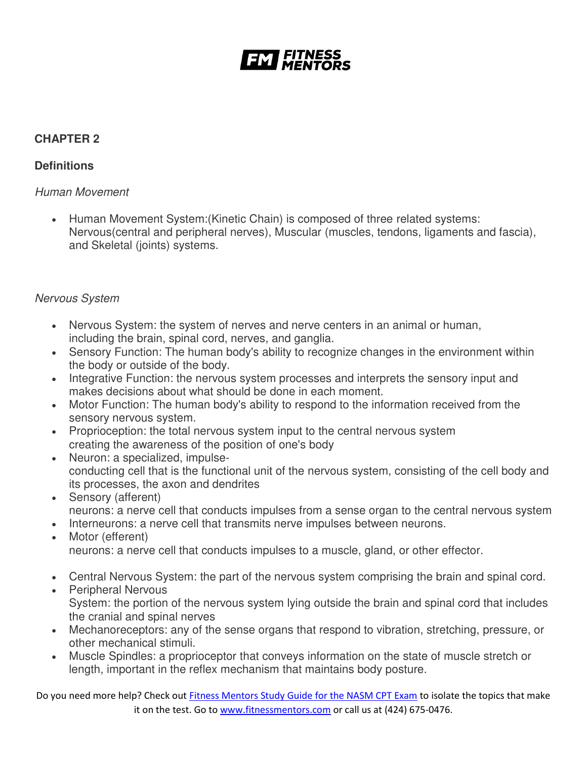## CHAPTER 2

### Definitions

*Human Movement*

- Human Movement System:(Kinetic Chain) is composed of three related systems: Nervous(central and peripheral nerves), Muscular (muscles, tendons, ligaments and fascia), and Skeletal (joints) systems.

*Nervous System*

- Nervous System: the system of nerves and nerve centers in an animal or human, including the brain, spinal cord, nerves, and ganglia.
- Sensory Function: The human body's ability to recognize changes in the environment within the body or outside of the body.
- Integrative Function: the nervous system processes and interprets the sensory input and makes decisions about what should be done in each moment.
- Motor Function: The human body's ability to respond to the information received from the sensory nervous system.
- Proprioception: the total nervous system input to the central nervous system creating the awareness of the position of one's body
- Neuron: a specialized, impulse-conducting cell that is the functional unit of the nervous system, consisting of the cell body and its processes, the axon and dendrites
- Sensory (afferent) neurons: a nerve cell that conducts impulses from a sense organ to the central nervous system
- Interneurons: a nerve cell that transmits nerve impulses between neurons.
- Motor (efferent) neurons: a nerve cell that conducts impulses to a muscle, gland, or other effector.
- Central Nervous System: the part of the nervous system comprising the brain and spinal cord.
- Peripheral Nervous System: the portion of the nervous system lying outside the brain and spinal cord that includes the cranial and spinal nerves
- Mechanoreceptors: any of the sense organs that respond to vibration, stretching, pressure, or other mechanical stimuli.
- Muscle Spindles: a proprioceptor that conveys information on the state of muscle stretch or length, important in the reflex mechanism that maintains body posture.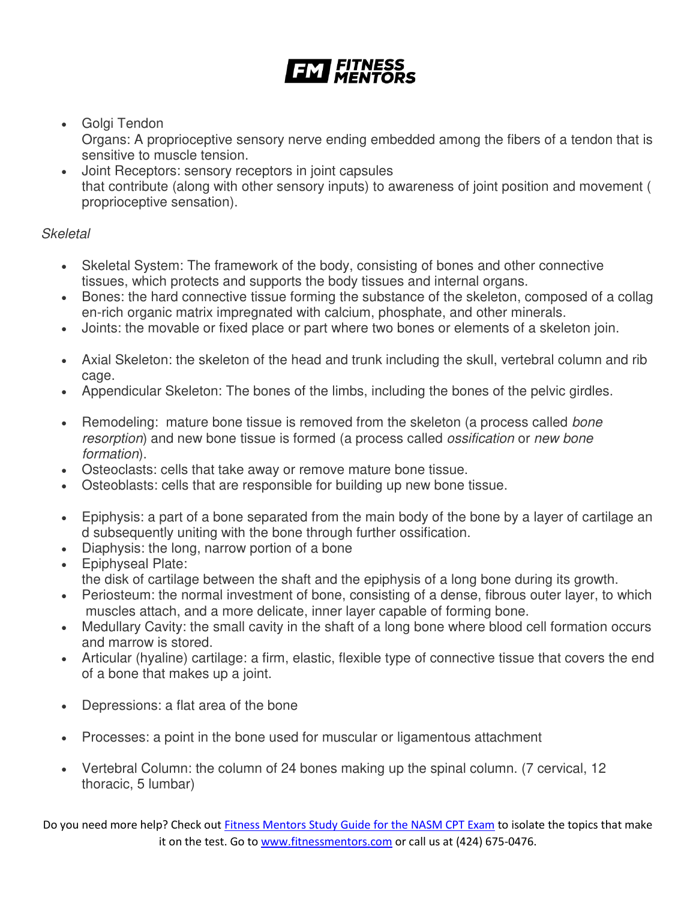- Golgi Tendon Organs: A proprioceptive sensory nerve ending embedded among the fibers of a tendon that is sensitive to muscle tension.
- Joint Receptors: sensory receptors in joint capsules that contribute (along with other sensory inputs) to awareness of joint position and movement ( proprioceptive sensation).

*Skeletal*

- Skeletal System: The framework of the body, consisting of bones and other connective tissues, which protects and supports the body tissues and internal organs.
- Bones: the hard connective tissue forming the substance of the skeleton, composed of a collagen-rich organic matrix impregnated with calcium, phosphate, and other minerals.
- Joints: the movable or fixed place or part where two bones or elements of a skeleton join.

- Axial Skeleton: the skeleton of the head and trunk including the skull, vertebral column and rib cage.
- Appendicular Skeleton: The bones of the limbs, including the bones of the pelvic girdles.

- Remodeling: mature bone tissue is removed from the skeleton (a process called *bone resorption*) and new bone tissue is formed (a process called *ossification* or *new bone formation*).
- Osteoclasts: cells that take away or remove mature bone tissue.
- Osteoblasts: cells that are responsible for building up new bone tissue.

- Epiphysis: a part of a bone separated from the main body of the bone by a layer of cartilage and subsequently uniting with the bone through further ossification.
- Diaphysis: the long, narrow portion of a bone
- Epiphyseal Plate: the disk of cartilage between the shaft and the epiphysis of a long bone during its growth.
- Periosteum: the normal investment of bone, consisting of a dense, fibrous outer layer, to which muscles attach, and a more delicate, inner layer capable of forming bone.
- Medullary Cavity: the small cavity in the shaft of a long bone where blood cell formation occurs and marrow is stored.
- Articular (hyaline) cartilage: a firm, elastic, flexible type of connective tissue that covers the end of a bone that makes up a joint.

- Depressions: a flat area of the bone

- Processes: a point in the bone used for muscular or ligamentous attachment

- Vertebral Column: the column of 24 bones making up the spinal column. (7 cervical, 12 thoracic, 5 lumbar)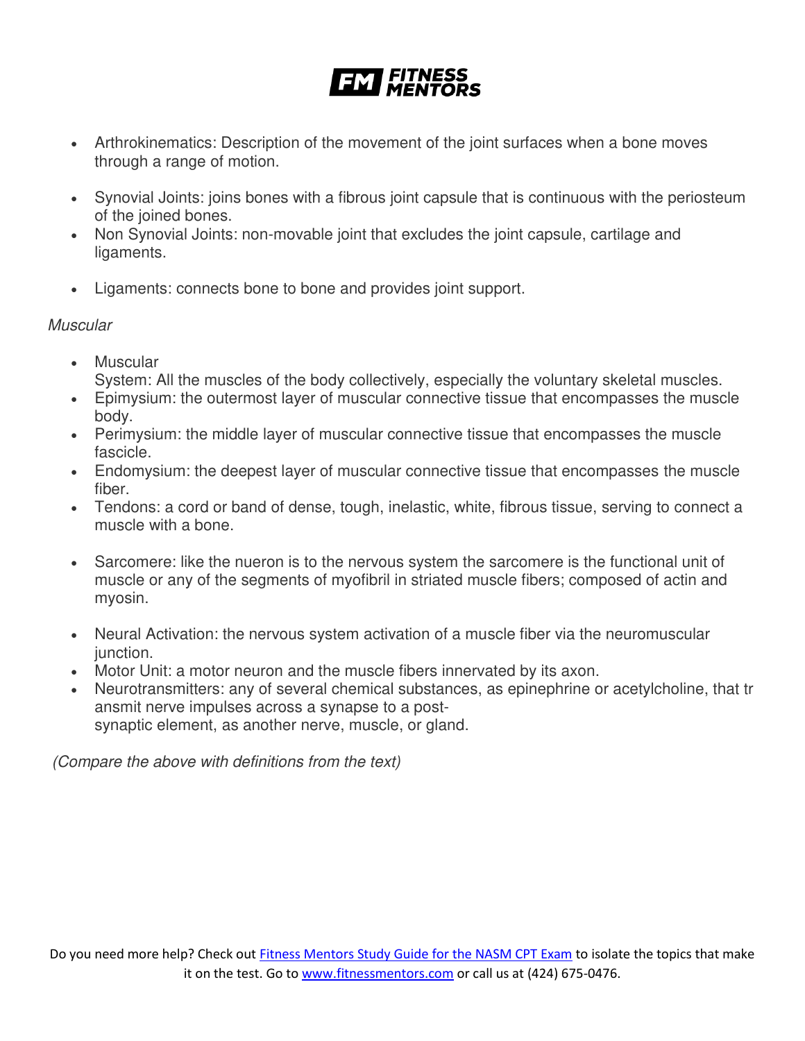- Arthrokinematics: Description of the movement of the joint surfaces when a bone moves through a range of motion.

- Synovial Joints: joins bones with a fibrous joint capsule that is continuous with the periosteum of the joined bones.
- Non Synovial Joints: non-movable joint that excludes the joint capsule, cartilage and ligaments.

- Ligaments: connects bone to bone and provides joint support.

*Muscular*

- Muscular System: All the muscles of the body collectively, especially the voluntary skeletal muscles.
- Epimysium: the outermost layer of muscular connective tissue that encompasses the muscle body.
- Perimysium: the middle layer of muscular connective tissue that encompasses the muscle fascicle.
- Endomysium: the deepest layer of muscular connective tissue that encompasses the muscle fiber.
- Tendons: a cord or band of dense, tough, inelastic, white, fibrous tissue, serving to connect a muscle with a bone.

- Sarcomere: like the nueron is to the nervous system the sarcomere is the functional unit of muscle or any of the segments of myofibril in striated muscle fibers; composed of actin and myosin.

- Neural Activation: the nervous system activation of a muscle fiber via the neuromuscular junction.
- Motor Unit: a motor neuron and the muscle fibers innervated by its axon.
- Neurotransmitters: any of several chemical substances, as epinephrine or acetylcholine, that transmit nerve impulses across a synapse to a post-synaptic element, as another nerve, muscle, or gland.

*(Compare the above with definitions from the text)*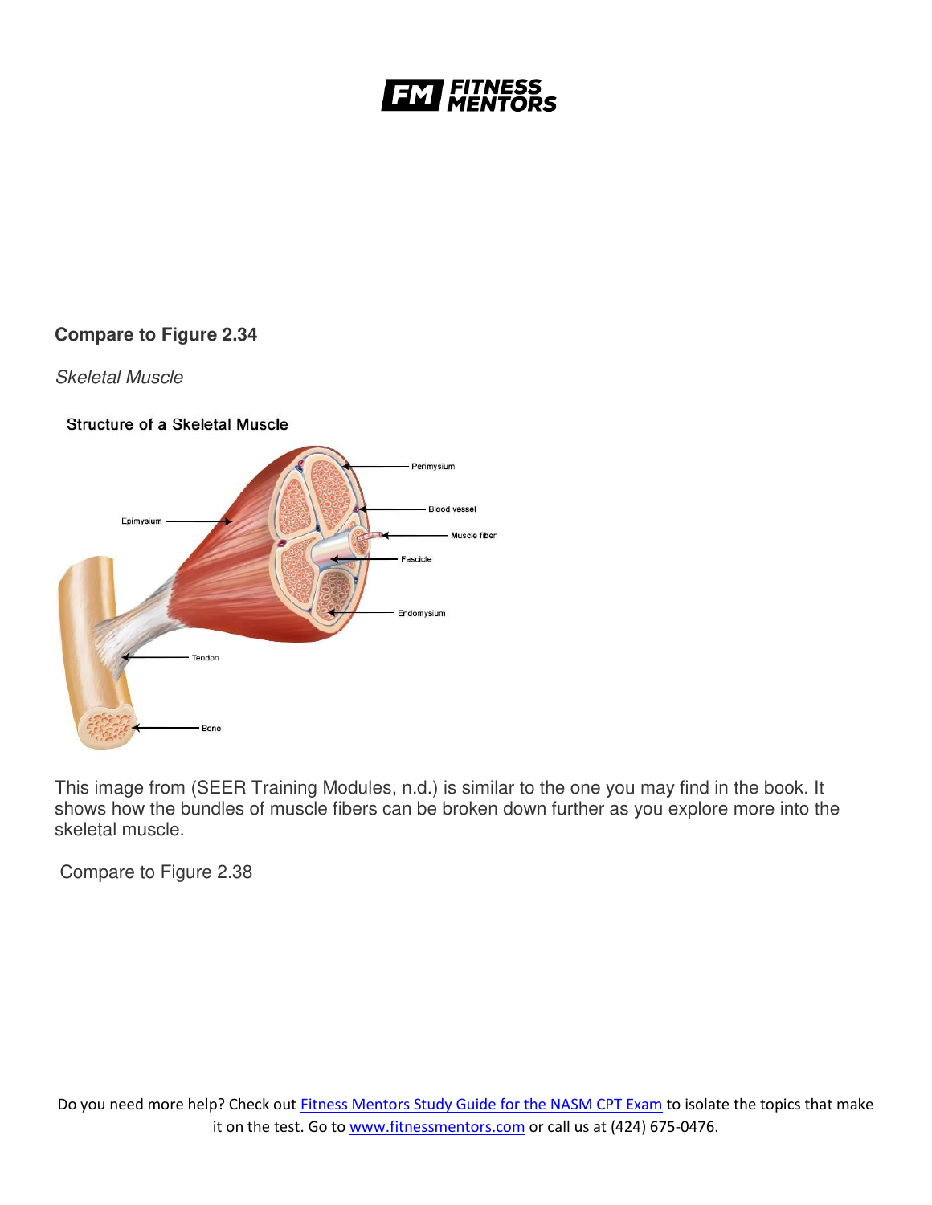**Compare to Figure 2.34**

*Skeletal Muscle*

Structure of a Skeletal Muscle

Perimysium

Blood vessel

Muscle fiber

Epimysium

Fascicle

Endomysium

Tendon

Bone

This image from (SEER Training Modules, n.d.) is similar to the one you may find in the book. It shows how the bundles of muscle fibers can be broken down further as you explore more into the skeletal muscle.

Compare to Figure 2.38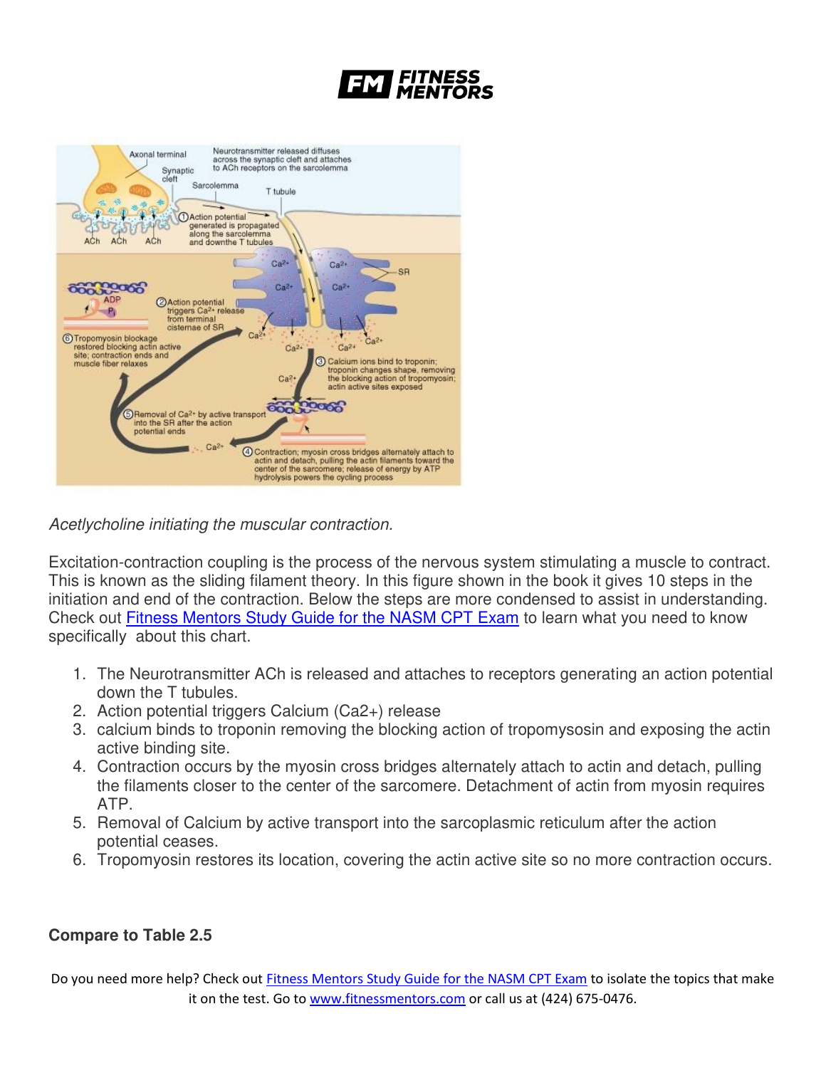*Acetlycholine initiating the muscular contraction.*

Excitation-contraction coupling is the process of the nervous system stimulating a muscle to contract. This is known as the sliding filament theory. In this figure shown in the book it gives 10 steps in the initiation and end of the contraction. Below the steps are more condensed to assist in understanding. Check out [Fitness Mentors Study Guide for the NASM CPT Exam] to learn what you need to know specifically about this chart.

1. The Neurotransmitter ACh is released and attaches to receptors generating an action potential down the T tubules.
2. Action potential triggers Calcium (Ca2+) release
3. calcium binds to troponin removing the blocking action of tropomysosin and exposing the actin active binding site.
4. Contraction occurs by the myosin cross bridges alternately attach to actin and detach, pulling the filaments closer to the center of the sarcomere. Detachment of actin from myosin requires ATP.
5. Removal of Calcium by active transport into the sarcoplasmic reticulum after the action potential ceases.
6. Tropomyosin restores its location, covering the actin active site so no more contraction occurs.

**Compare to Table 2.5**

Do you need more help? Check out [Fitness Mentors Study Guide for the NASM CPT Exam] to isolate the topics that make it on the test. Go to [www.fitnessmentors.com] or call us at (424) 675-0476.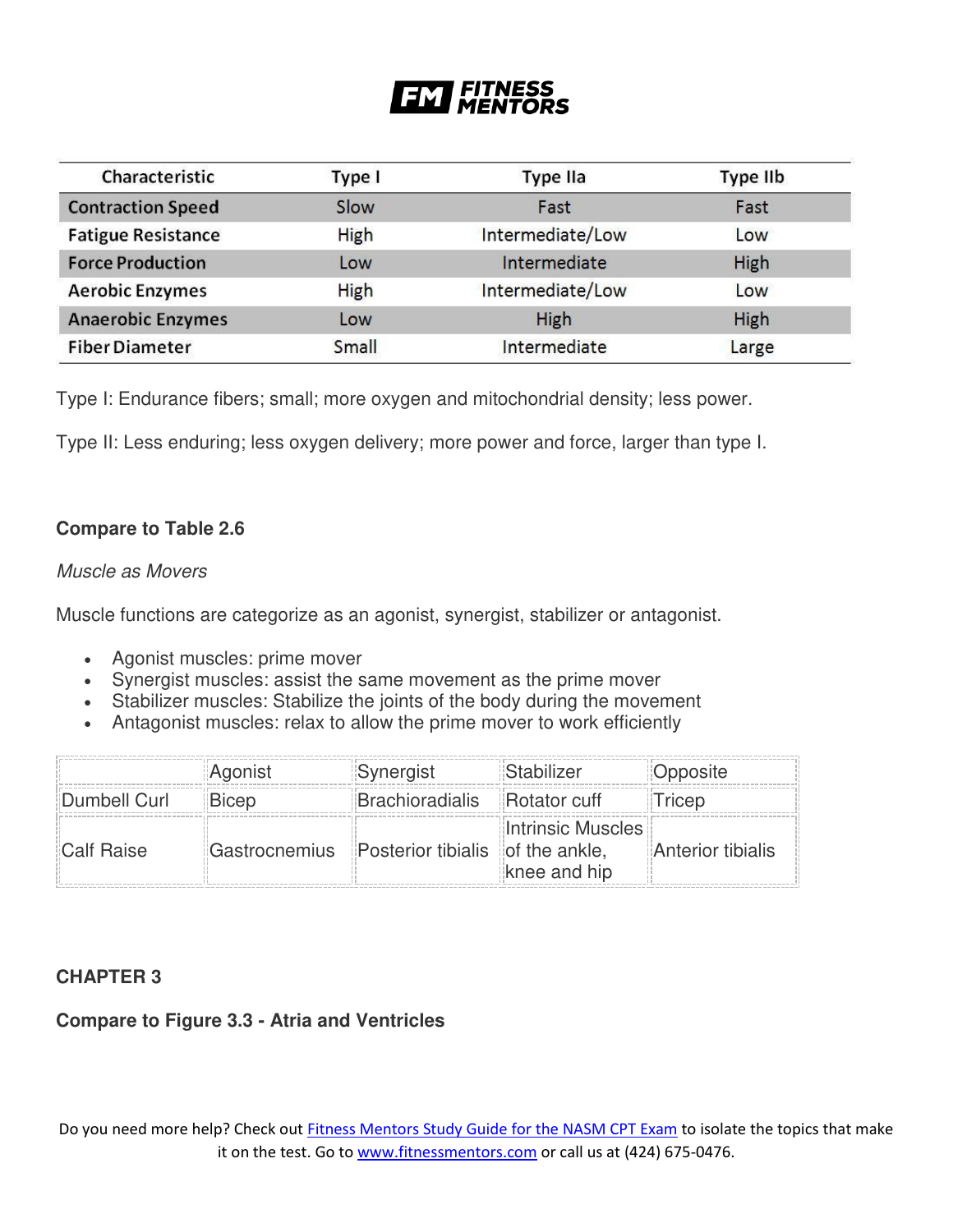| Characteristic | Type I | Type IIa | Type IIb |
|---|---|---|---|
| Contraction Speed | Slow | Fast | Fast |
| Fatigue Resistance | High | Intermediate/Low | Low |
| Force Production | Low | Intermediate | High |
| Aerobic Enzymes | High | Intermediate/Low | Low |
| Anaerobic Enzymes | Low | High | High |
| Fiber Diameter | Small | Intermediate | Large |

Type I: Endurance fibers; small; more oxygen and mitochondrial density; less power.

Type II: Less enduring; less oxygen delivery; more power and force, larger than type I.

**Compare to Table 2.6**

*Muscle as Movers*

Muscle functions are categorize as an agonist, synergist, stabilizer or antagonist.

- Agonist muscles: prime mover
- Synergist muscles: assist the same movement as the prime mover
- Stabilizer muscles: Stabilize the joints of the body during the movement
- Antagonist muscles: relax to allow the prime mover to work efficiently

| | Agonist | Synergist | Stabilizer | Opposite |
|---|---|---|---|---|
| Dumbell Curl | Bicep | Brachioradialis | Rotator cuff | Tricep |
| Calf Raise | Gastrocnemius | Posterior tibialis | Intrinsic Muscles of the ankle, knee and hip | Anterior tibialis |

## CHAPTER 3

**Compare to Figure 3.3 - Atria and Ventricles**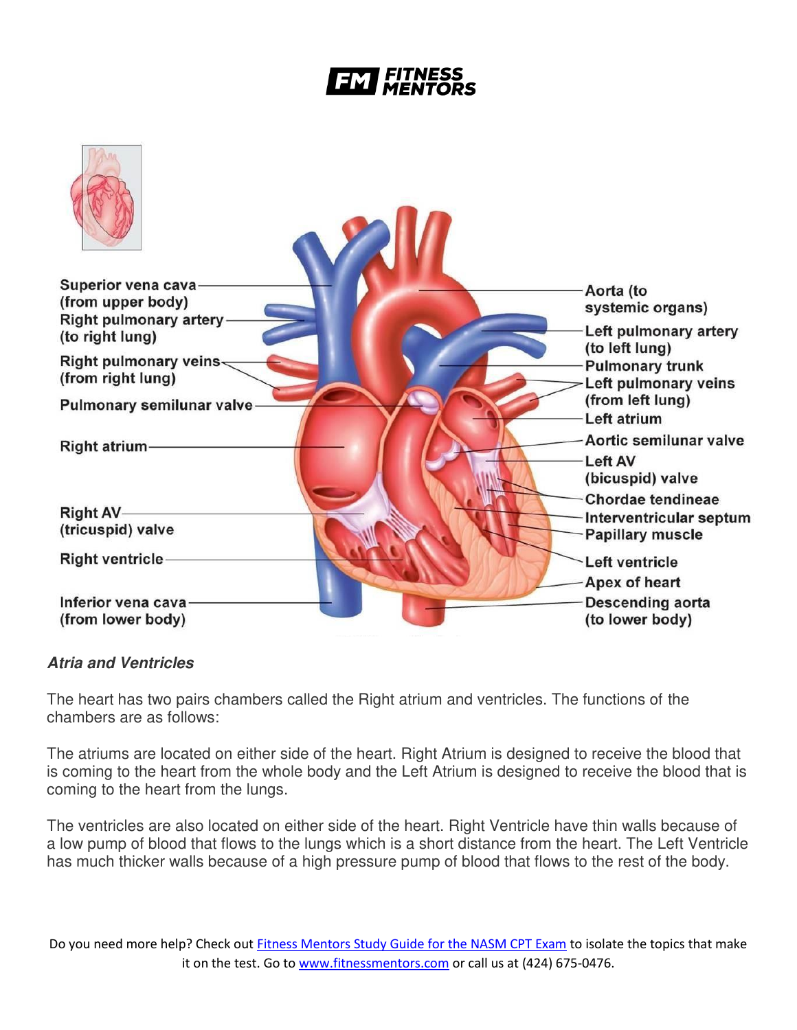### *Atria and Ventricles*

The heart has two pairs chambers called the Right atrium and ventricles. The functions of the chambers are as follows:

The atriums are located on either side of the heart. Right Atrium is designed to receive the blood that is coming to the heart from the whole body and the Left Atrium is designed to receive the blood that is coming to the heart from the lungs.

The ventricles are also located on either side of the heart. Right Ventricle have thin walls because of a low pump of blood that flows to the lungs which is a short distance from the heart. The Left Ventricle has much thicker walls because of a high pressure pump of blood that flows to the rest of the body.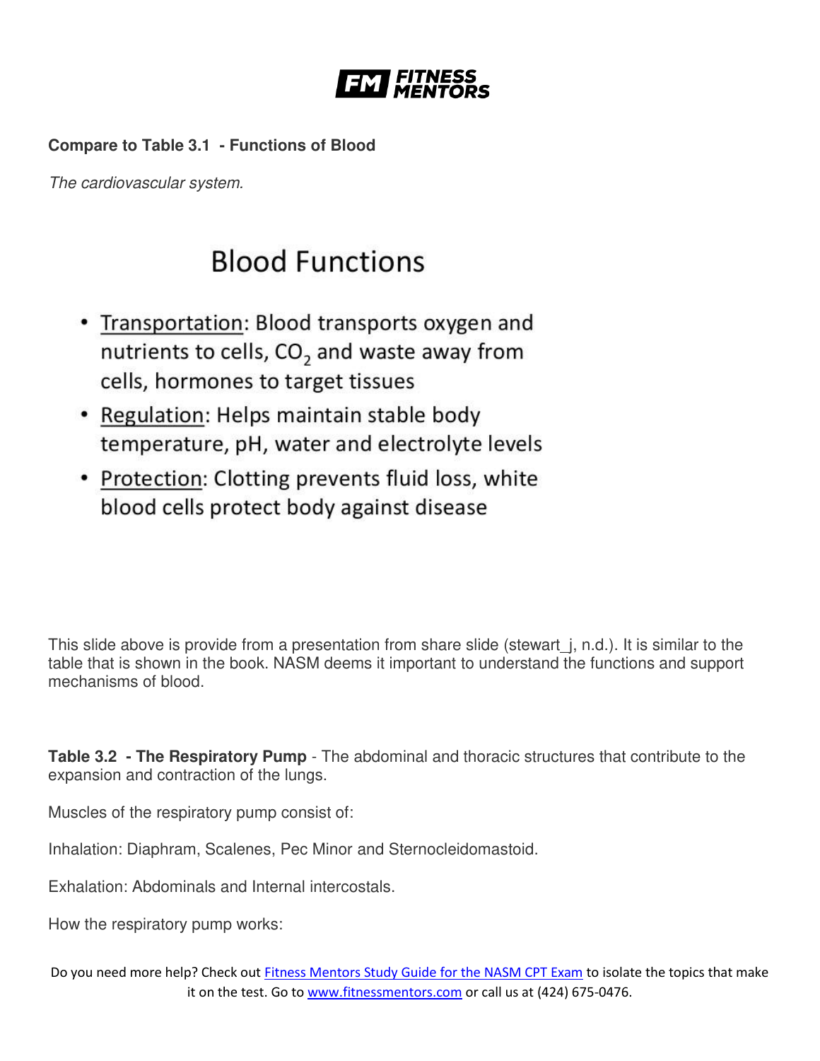**Compare to Table 3.1 - Functions of Blood**

*The cardiovascular system.*

## Blood Functions

- Transportation: Blood transports oxygen and nutrients to cells, $CO_2$ and waste away from cells, hormones to target tissues
- Regulation: Helps maintain stable body temperature, pH, water and electrolyte levels
- Protection: Clotting prevents fluid loss, white blood cells protect body against disease

This slide above is provide from a presentation from share slide (stewart_j, n.d.). It is similar to the table that is shown in the book. NASM deems it important to understand the functions and support mechanisms of blood.

**Table 3.2 - The Respiratory Pump** - The abdominal and thoracic structures that contribute to the expansion and contraction of the lungs.

Muscles of the respiratory pump consist of:

Inhalation: Diaphram, Scalenes, Pec Minor and Sternocleidomastoid.

Exhalation: Abdominals and Internal intercostals.

How the respiratory pump works: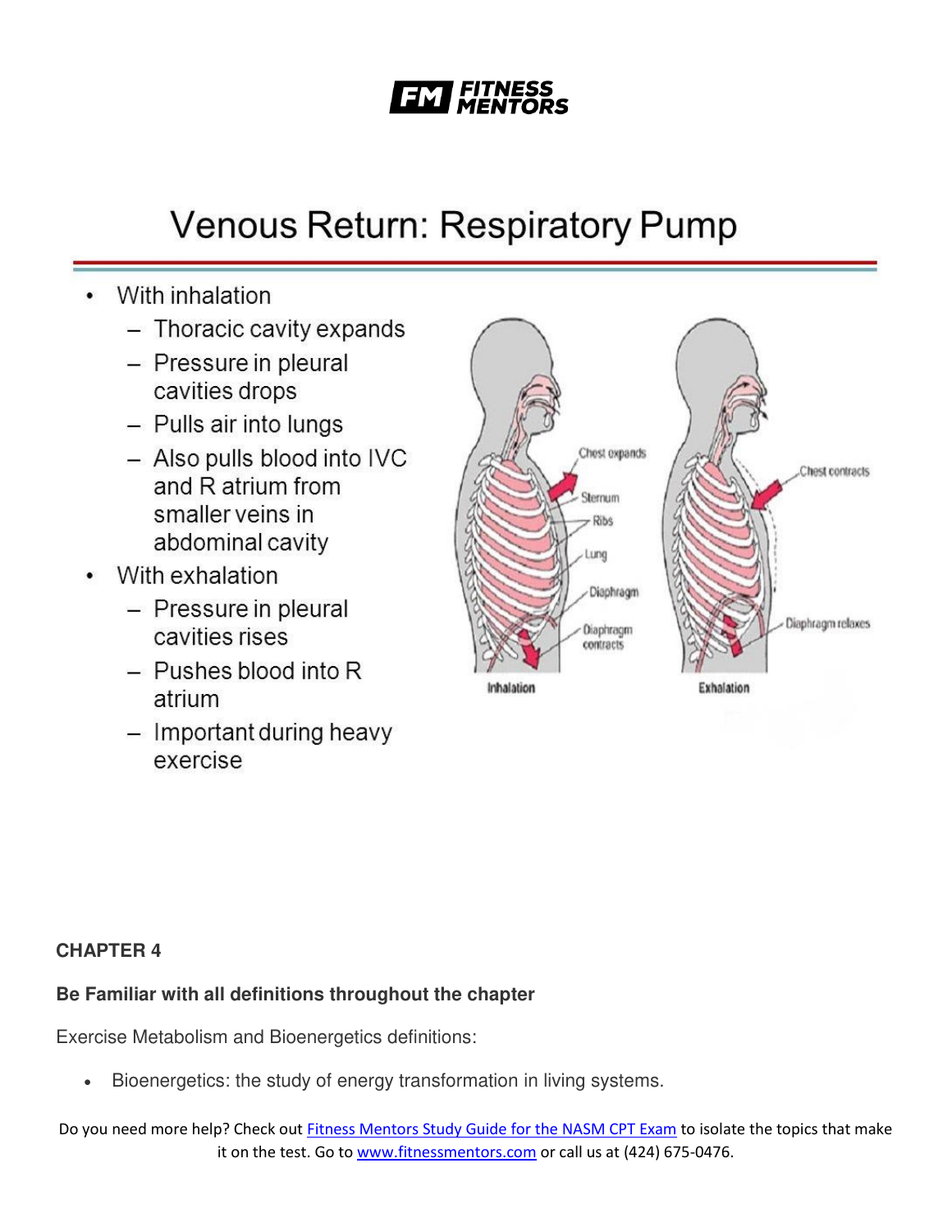# Venous Return: Respiratory Pump

- With inhalation
  - Thoracic cavity expands
  - Pressure in pleural cavities drops
  - Pulls air into lungs
  - Also pulls blood into IVC and R atrium from smaller veins in abdominal cavity
- With exhalation
  - Pressure in pleural cavities rises
  - Pushes blood into R atrium
  - Important during heavy exercise

**CHAPTER 4**

**Be Familiar with all definitions throughout the chapter**

Exercise Metabolism and Bioenergetics definitions:

- Bioenergetics: the study of energy transformation in living systems.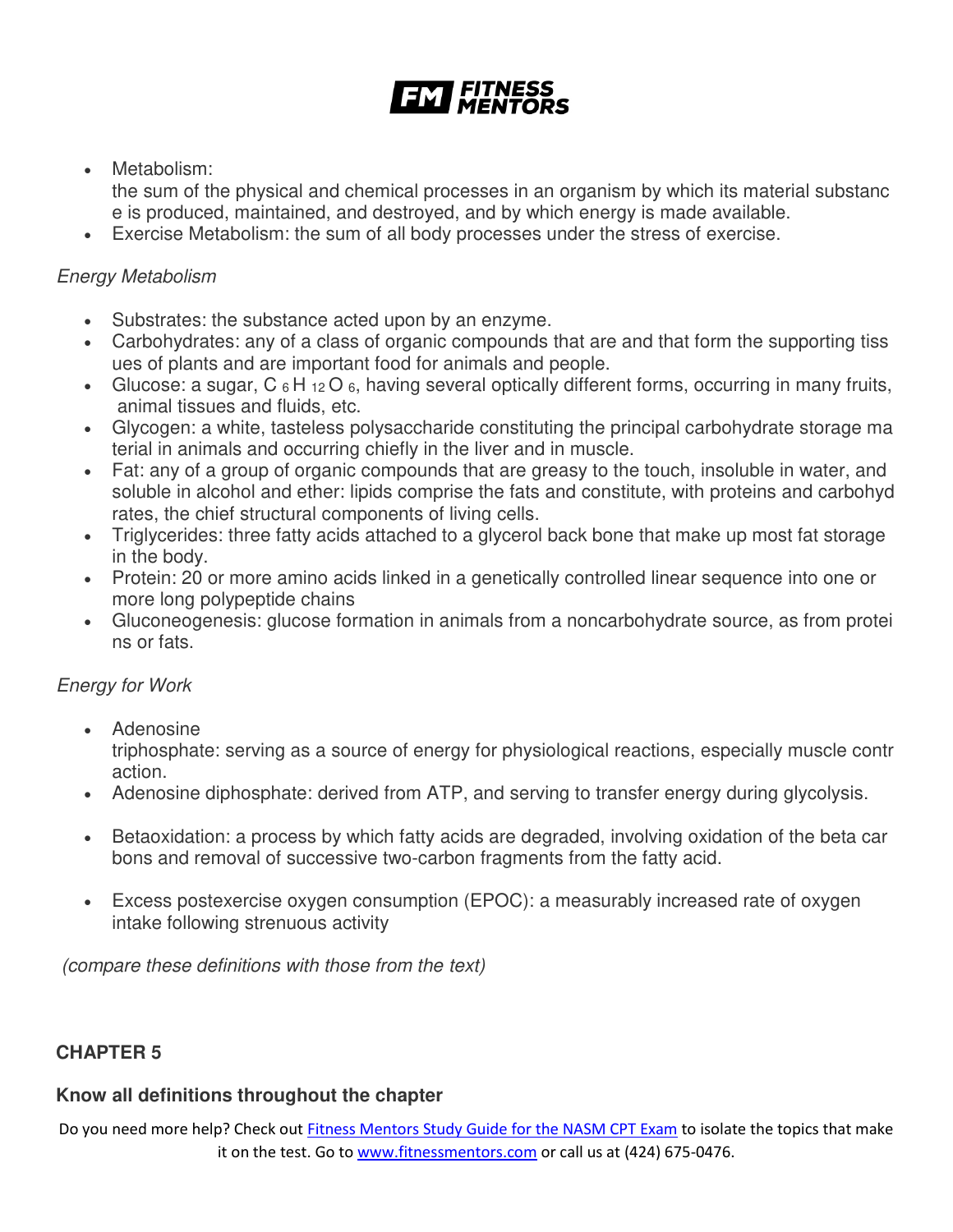- Metabolism: the sum of the physical and chemical processes in an organism by which its material substance is produced, maintained, and destroyed, and by which energy is made available.
- Exercise Metabolism: the sum of all body processes under the stress of exercise.

*Energy Metabolism*

- Substrates: the substance acted upon by an enzyme.
- Carbohydrates: any of a class of organic compounds that are and that form the supporting tissues of plants and are important food for animals and people.
- Glucose: a sugar, $C_6H_{12}O_6$, having several optically different forms, occurring in many fruits, animal tissues and fluids, etc.
- Glycogen: a white, tasteless polysaccharide constituting the principal carbohydrate storage material in animals and occurring chiefly in the liver and in muscle.
- Fat: any of a group of organic compounds that are greasy to the touch, insoluble in water, and soluble in alcohol and ether: lipids comprise the fats and constitute, with proteins and carbohydrates, the chief structural components of living cells.
- Triglycerides: three fatty acids attached to a glycerol back bone that make up most fat storage in the body.
- Protein: 20 or more amino acids linked in a genetically controlled linear sequence into one or more long polypeptide chains
- Gluconeogenesis: glucose formation in animals from a noncarbohydrate source, as from proteins or fats.

*Energy for Work*

- Adenosine triphosphate: serving as a source of energy for physiological reactions, especially muscle contraction.
- Adenosine diphosphate: derived from ATP, and serving to transfer energy during glycolysis.
- Betaoxidation: a process by which fatty acids are degraded, involving oxidation of the beta carbons and removal of successive two-carbon fragments from the fatty acid.
- Excess postexercise oxygen consumption (EPOC): a measurably increased rate of oxygen intake following strenuous activity

*(compare these definitions with those from the text)*

**CHAPTER 5**

**Know all definitions throughout the chapter**

Do you need more help? Check out [Fitness Mentors Study Guide for the NASM CPT Exam](Fitness Mentors Study Guide for the NASM CPT Exam) to isolate the topics that make it on the test. Go to [www.fitnessmentors.com](www.fitnessmentors.com) or call us at (424) 675-0476.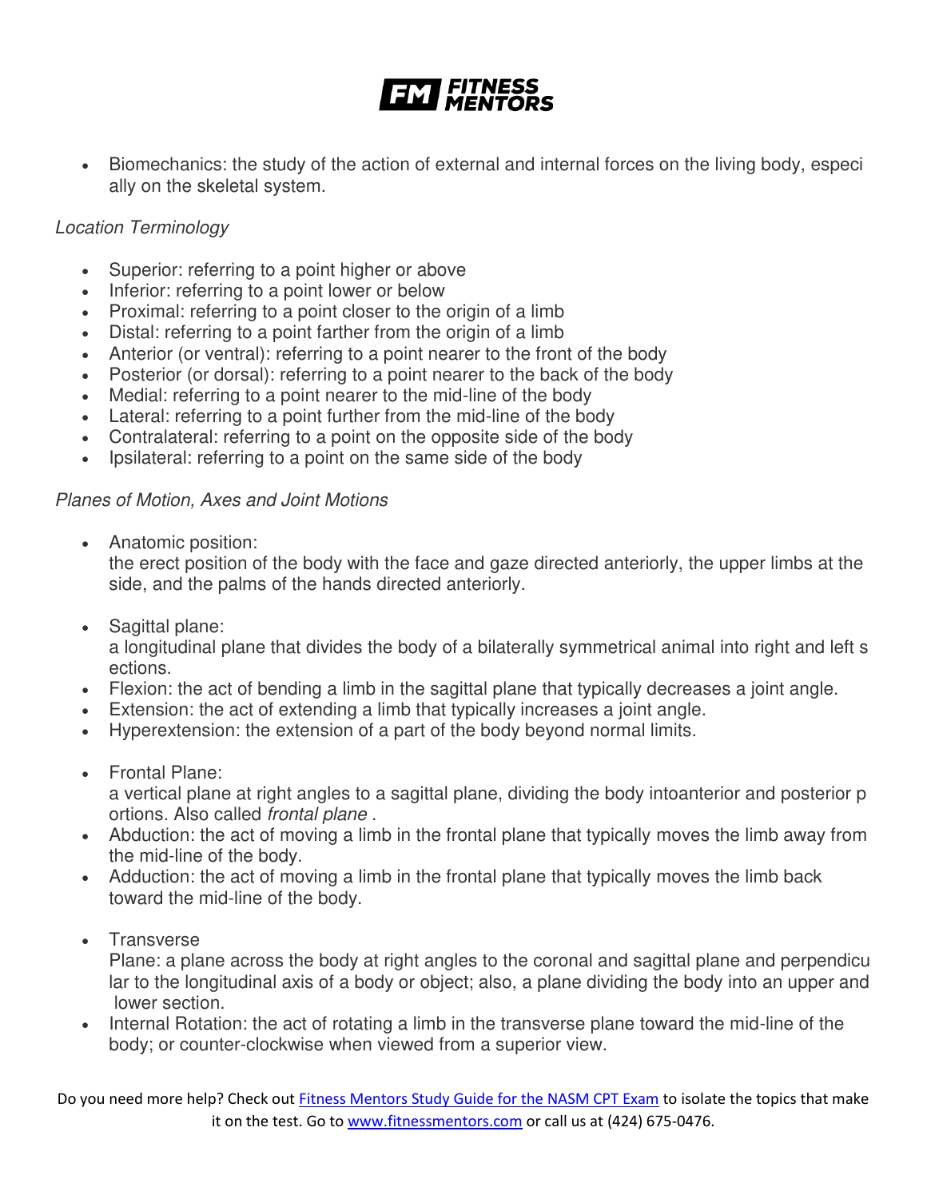- Biomechanics: the study of the action of external and internal forces on the living body, especially on the skeletal system.

*Location Terminology*

- Superior: referring to a point higher or above
- Inferior: referring to a point lower or below
- Proximal: referring to a point closer to the origin of a limb
- Distal: referring to a point farther from the origin of a limb
- Anterior (or ventral): referring to a point nearer to the front of the body
- Posterior (or dorsal): referring to a point nearer to the back of the body
- Medial: referring to a point nearer to the mid-line of the body
- Lateral: referring to a point further from the mid-line of the body
- Contralateral: referring to a point on the opposite side of the body
- Ipsilateral: referring to a point on the same side of the body

*Planes of Motion, Axes and Joint Motions*

- Anatomic position:
  the erect position of the body with the face and gaze directed anteriorly, the upper limbs at the side, and the palms of the hands directed anteriorly.

- Sagittal plane:
  a longitudinal plane that divides the body of a bilaterally symmetrical animal into right and left sections.
- Flexion: the act of bending a limb in the sagittal plane that typically decreases a joint angle.
- Extension: the act of extending a limb that typically increases a joint angle.
- Hyperextension: the extension of a part of the body beyond normal limits.

- Frontal Plane:
  a vertical plane at right angles to a sagittal plane, dividing the body intoanterior and posterior portions. Also called *frontal plane* .
- Abduction: the act of moving a limb in the frontal plane that typically moves the limb away from the mid-line of the body.
- Adduction: the act of moving a limb in the frontal plane that typically moves the limb back toward the mid-line of the body.

- Transverse
  Plane: a plane across the body at right angles to the coronal and sagittal plane and perpendicular to the longitudinal axis of a body or object; also, a plane dividing the body into an upper and lower section.
- Internal Rotation: the act of rotating a limb in the transverse plane toward the mid-line of the body; or counter-clockwise when viewed from a superior view.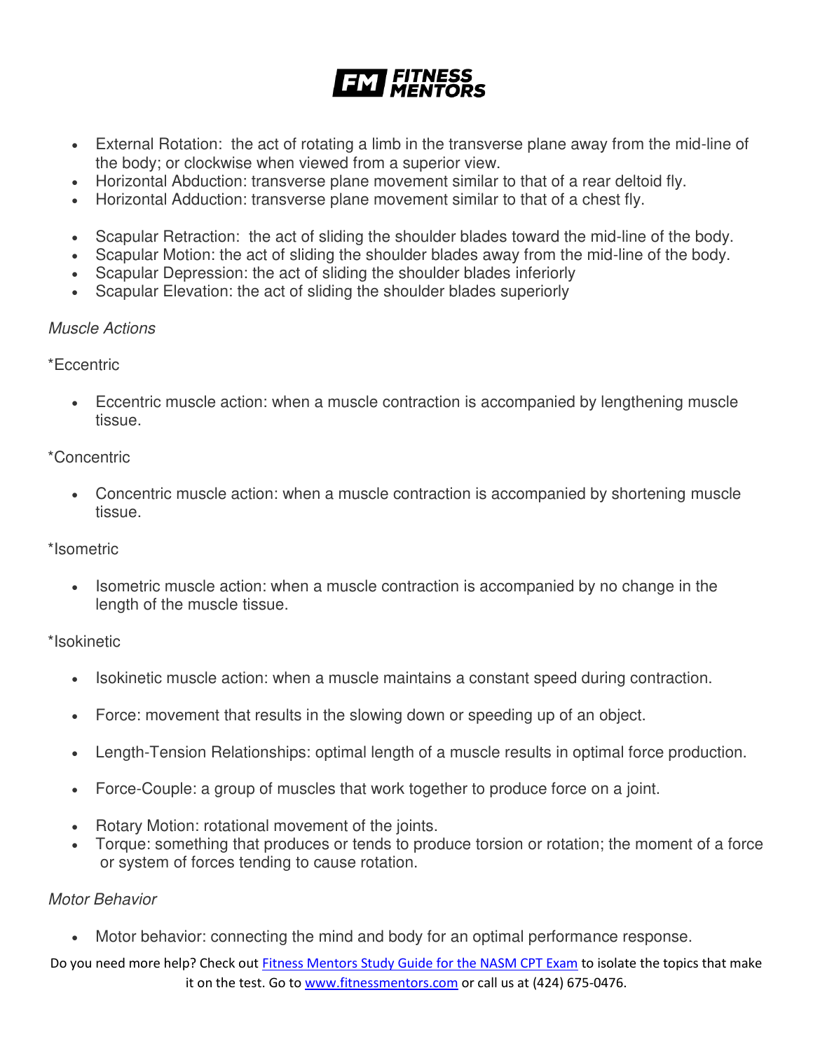- External Rotation: the act of rotating a limb in the transverse plane away from the mid-line of the body; or clockwise when viewed from a superior view.
- Horizontal Abduction: transverse plane movement similar to that of a rear deltoid fly.
- Horizontal Adduction: transverse plane movement similar to that of a chest fly.

- Scapular Retraction: the act of sliding the shoulder blades toward the mid-line of the body.
- Scapular Motion: the act of sliding the shoulder blades away from the mid-line of the body.
- Scapular Depression: the act of sliding the shoulder blades inferiorly
- Scapular Elevation: the act of sliding the shoulder blades superiorly

*Muscle Actions*

*Eccentric

- Eccentric muscle action: when a muscle contraction is accompanied by lengthening muscle tissue.

*Concentric

- Concentric muscle action: when a muscle contraction is accompanied by shortening muscle tissue.

*Isometric

- Isometric muscle action: when a muscle contraction is accompanied by no change in the length of the muscle tissue.

*Isokinetic

- Isokinetic muscle action: when a muscle maintains a constant speed during contraction.

- Force: movement that results in the slowing down or speeding up of an object.

- Length-Tension Relationships: optimal length of a muscle results in optimal force production.

- Force-Couple: a group of muscles that work together to produce force on a joint.

- Rotary Motion: rotational movement of the joints.
- Torque: something that produces or tends to produce torsion or rotation; the moment of a force or system of forces tending to cause rotation.

*Motor Behavior*

- Motor behavior: connecting the mind and body for an optimal performance response.

Do you need more help? Check out [Fitness Mentors Study Guide for the NASM CPT Exam] to isolate the topics that make it on the test. Go to [www.fitnessmentors.com] or call us at (424) 675-0476.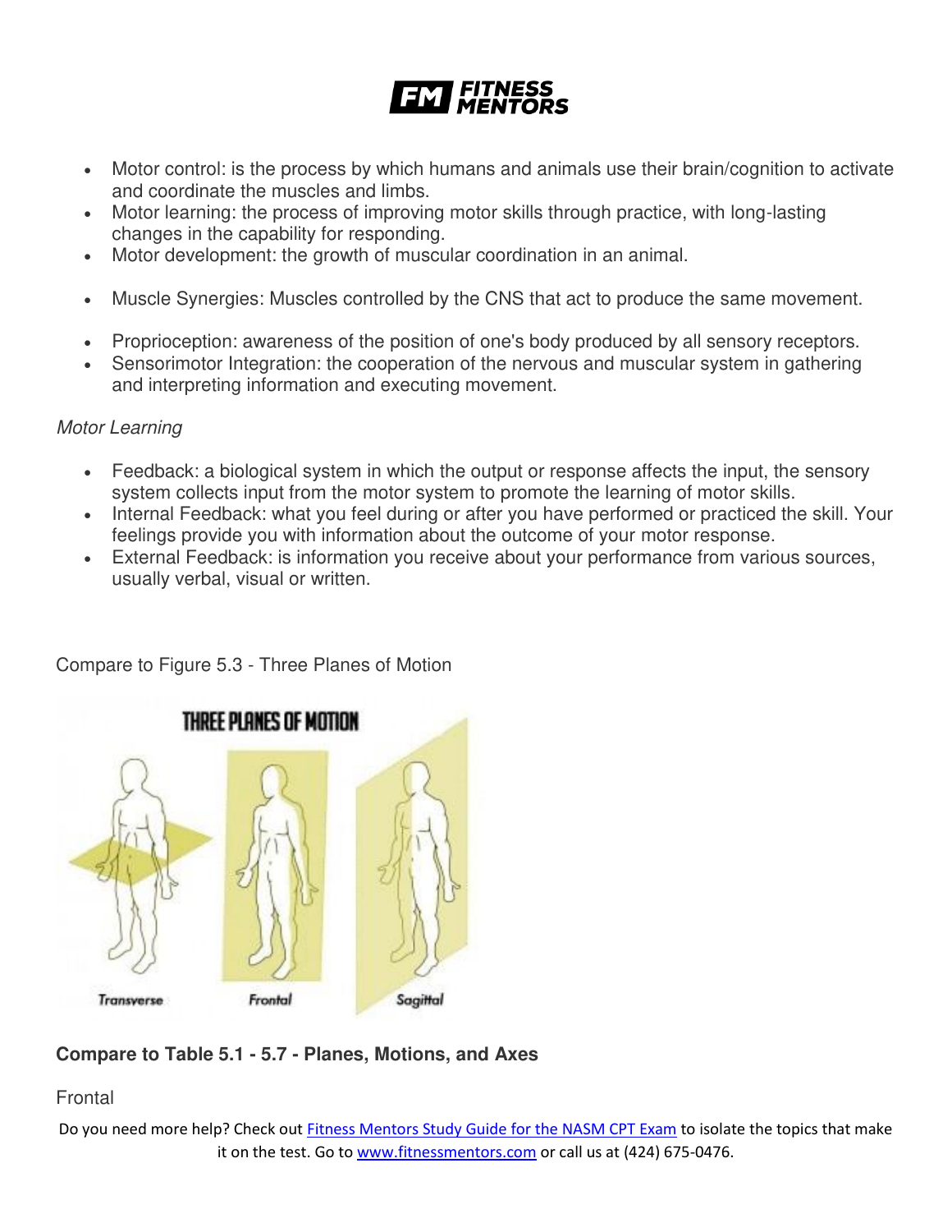- Motor control: is the process by which humans and animals use their brain/cognition to activate and coordinate the muscles and limbs.
- Motor learning: the process of improving motor skills through practice, with long-lasting changes in the capability for responding.
- Motor development: the growth of muscular coordination in an animal.

- Muscle Synergies: Muscles controlled by the CNS that act to produce the same movement.

- Proprioception: awareness of the position of one's body produced by all sensory receptors.
- Sensorimotor Integration: the cooperation of the nervous and muscular system in gathering and interpreting information and executing movement.

*Motor Learning*

- Feedback: a biological system in which the output or response affects the input, the sensory system collects input from the motor system to promote the learning of motor skills.
- Internal Feedback: what you feel during or after you have performed or practiced the skill. Your feelings provide you with information about the outcome of your motor response.
- External Feedback: is information you receive about your performance from various sources, usually verbal, visual or written.

Compare to Figure 5.3 - Three Planes of Motion

**Compare to Table 5.1 - 5.7 - Planes, Motions, and Axes**

Frontal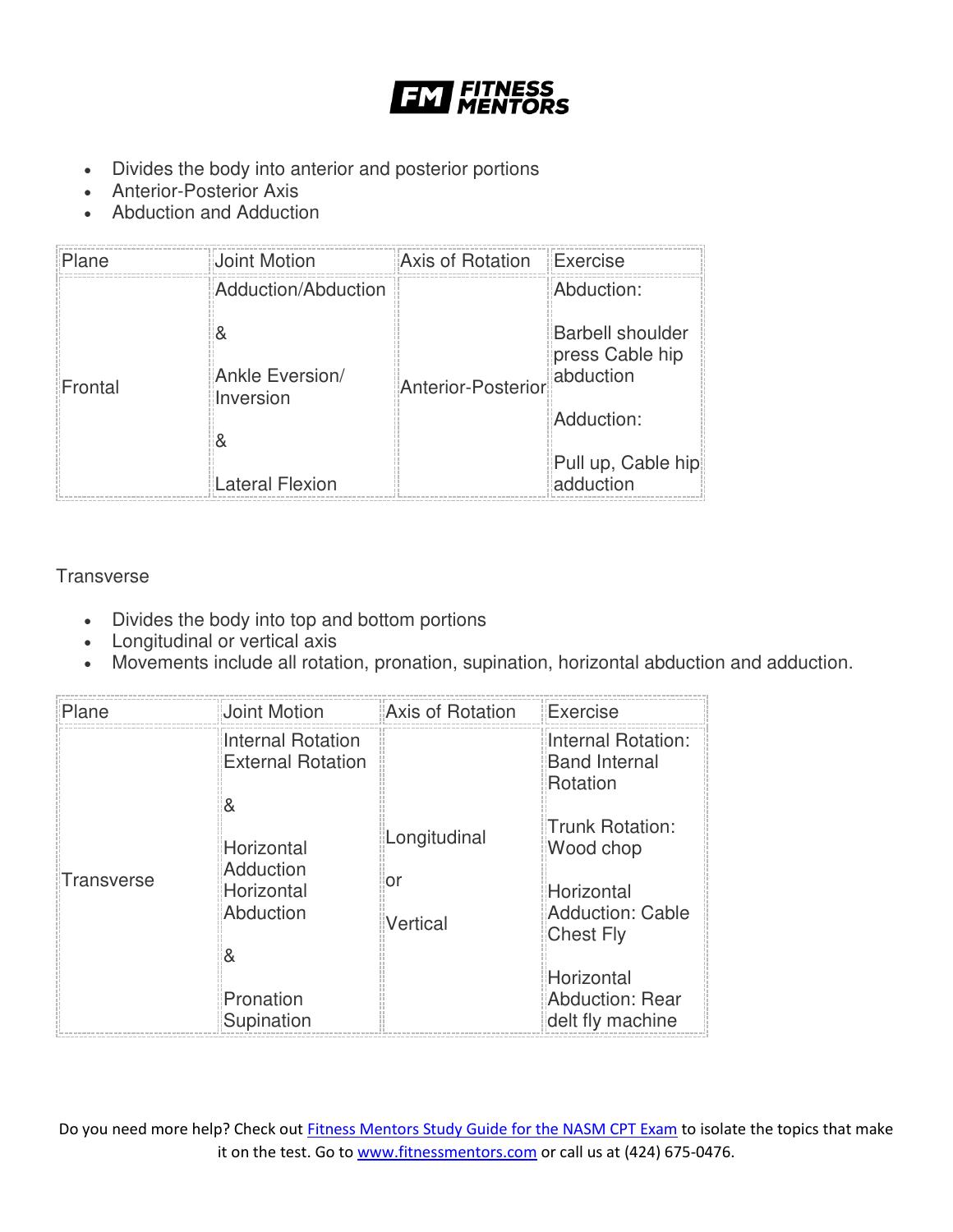- Divides the body into anterior and posterior portions
- Anterior-Posterior Axis
- Abduction and Adduction

| Plane | Joint Motion | Axis of Rotation | Exercise |
|---|---|---|---|
| Frontal | Adduction/Abduction<br><br>&<br><br>Ankle Eversion/ Inversion<br><br>&<br><br>Lateral Flexion | Anterior-Posterior | Abduction:<br><br>Barbell shoulder press Cable hip abduction<br><br>Adduction:<br><br>Pull up, Cable hip adduction |

Transverse

- Divides the body into top and bottom portions
- Longitudinal or vertical axis
- Movements include all rotation, pronation, supination, horizontal abduction and adduction.

| Plane | Joint Motion | Axis of Rotation | Exercise |
|---|---|---|---|
| Transverse | Internal Rotation External Rotation<br><br>&<br><br>Horizontal Adduction Horizontal Abduction<br><br>&<br><br>Pronation Supination | Longitudinal<br><br>or<br><br>Vertical | Internal Rotation: Band Internal Rotation<br><br>Trunk Rotation: Wood chop<br><br>Horizontal Adduction: Cable Chest Fly<br><br>Horizontal Abduction: Rear delt fly machine |

Do you need more help? Check out Fitness Mentors Study Guide for the NASM CPT Exam to isolate the topics that make it on the test. Go to www.fitnessmentors.com or call us at (424) 675-0476.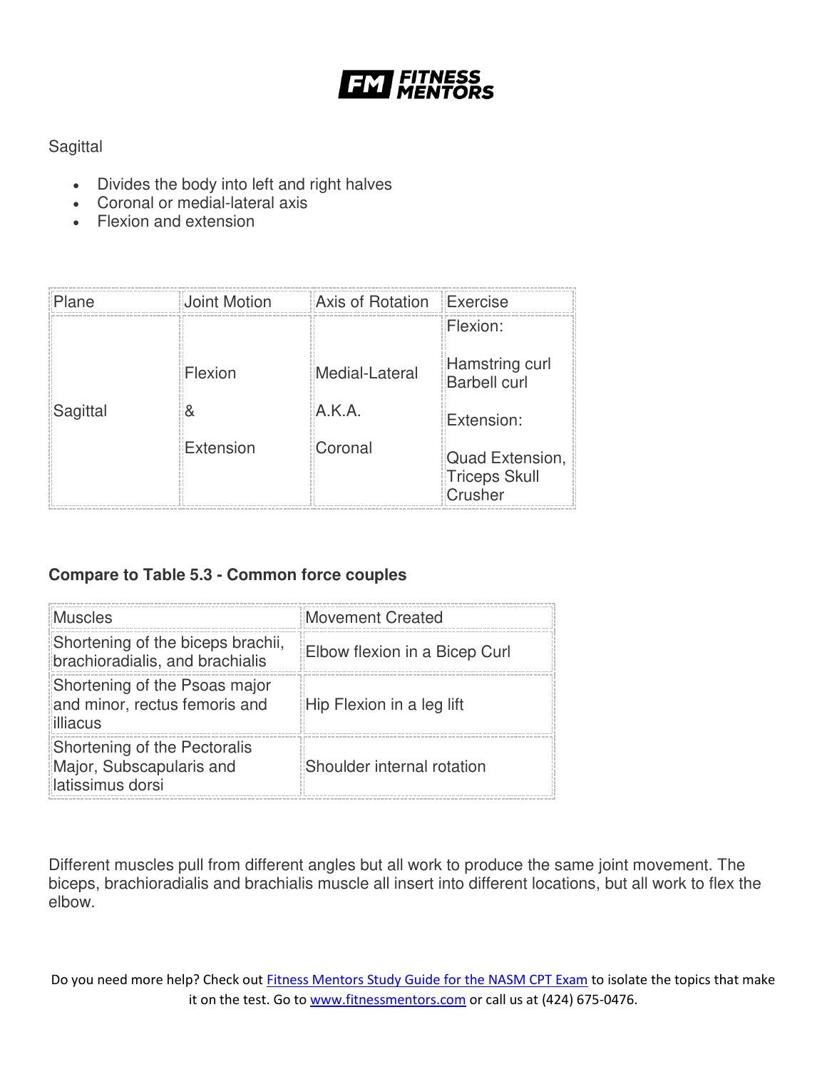Sagittal

- Divides the body into left and right halves
- Coronal or medial-lateral axis
- Flexion and extension

| Plane | Joint Motion | Axis of Rotation | Exercise |
| --- | --- | --- | --- |
| Sagittal | Flexion & Extension | Medial-Lateral A.K.A. Coronal | Flexion: Hamstring curl, Barbell curl<br>Extension: Quad Extension, Triceps Skull Crusher |

**Compare to Table 5.3 - Common force couples**

| Muscles | Movement Created |
| --- | --- |
| Shortening of the biceps brachii, brachioradialis, and brachialis | Elbow flexion in a Bicep Curl |
| Shortening of the Psoas major and minor, rectus femoris and illiacus | Hip Flexion in a leg lift |
| Shortening of the Pectoralis Major, Subscapularis and latissimus dorsi | Shoulder internal rotation |

Different muscles pull from different angles but all work to produce the same joint movement. The biceps, brachioradialis and brachialis muscle all insert into different locations, but all work to flex the elbow.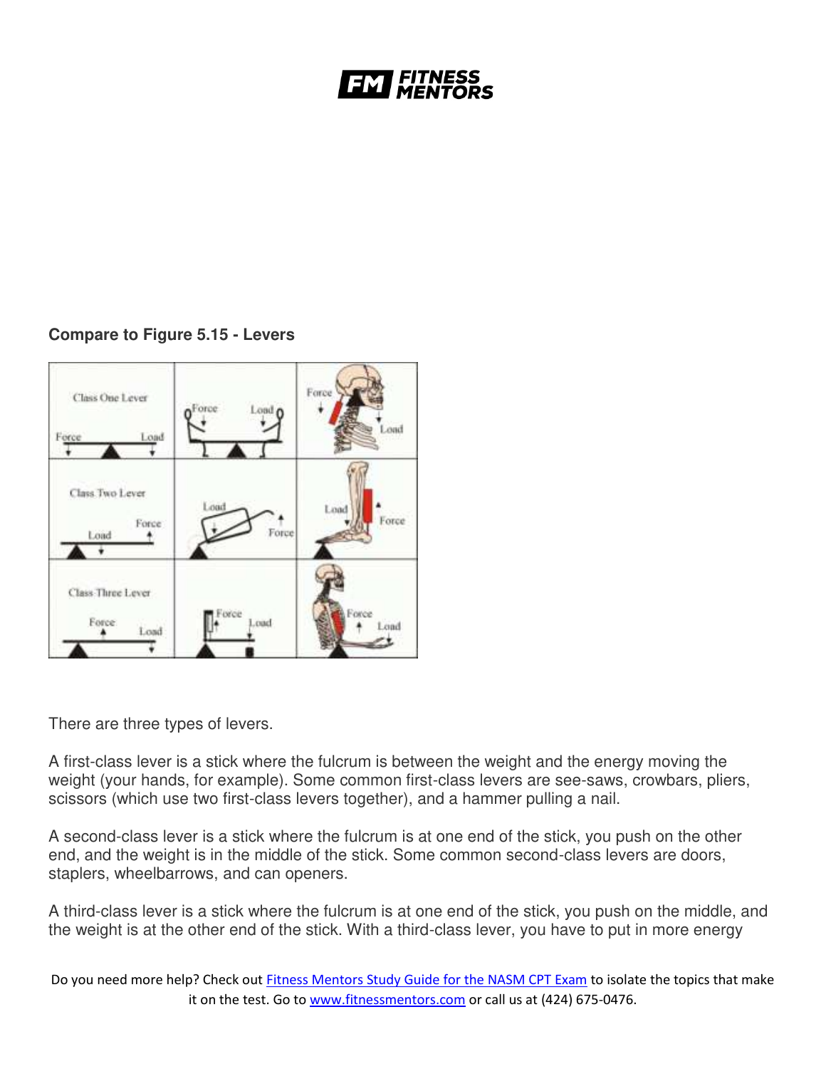**Compare to Figure 5.15 - Levers**

There are three types of levers.

A first-class lever is a stick where the fulcrum is between the weight and the energy moving the weight (your hands, for example). Some common first-class levers are see-saws, crowbars, pliers, scissors (which use two first-class levers together), and a hammer pulling a nail.

A second-class lever is a stick where the fulcrum is at one end of the stick, you push on the other end, and the weight is in the middle of the stick. Some common second-class levers are doors, staplers, wheelbarrows, and can openers.

A third-class lever is a stick where the fulcrum is at one end of the stick, you push on the middle, and the weight is at the other end of the stick. With a third-class lever, you have to put in more energy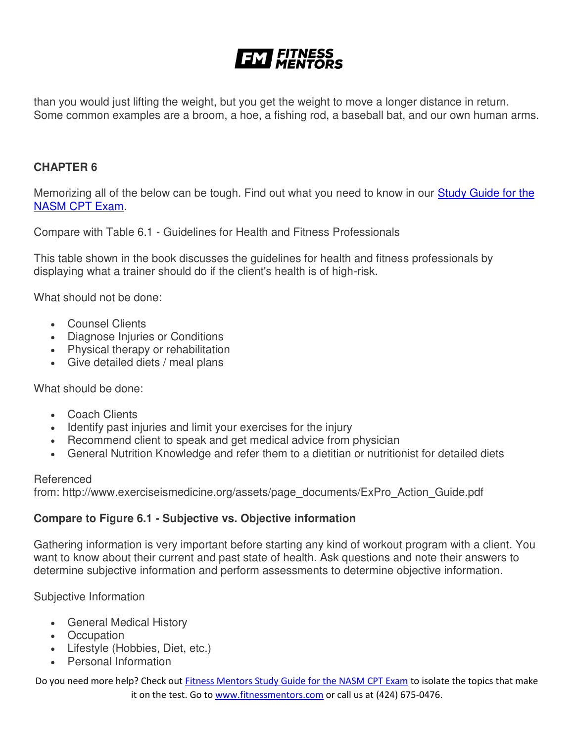than you would just lifting the weight, but you get the weight to move a longer distance in return. Some common examples are a broom, a hoe, a fishing rod, a baseball bat, and our own human arms.

**CHAPTER 6**

Memorizing all of the below can be tough. Find out what you need to know in our [Study Guide for the NASM CPT Exam](#).

Compare with Table 6.1 - Guidelines for Health and Fitness Professionals

This table shown in the book discusses the guidelines for health and fitness professionals by displaying what a trainer should do if the client's health is of high-risk.

What should not be done:

- Counsel Clients
- Diagnose Injuries or Conditions
- Physical therapy or rehabilitation
- Give detailed diets / meal plans

What should be done:

- Coach Clients
- Identify past injuries and limit your exercises for the injury
- Recommend client to speak and get medical advice from physician
- General Nutrition Knowledge and refer them to a dietitian or nutritionist for detailed diets

Referenced from: http://www.exerciseismedicine.org/assets/page_documents/ExPro_Action_Guide.pdf

**Compare to Figure 6.1 - Subjective vs. Objective information**

Gathering information is very important before starting any kind of workout program with a client. You want to know about their current and past state of health. Ask questions and note their answers to determine subjective information and perform assessments to determine objective information.

Subjective Information

- General Medical History
- Occupation
- Lifestyle (Hobbies, Diet, etc.)
- Personal Information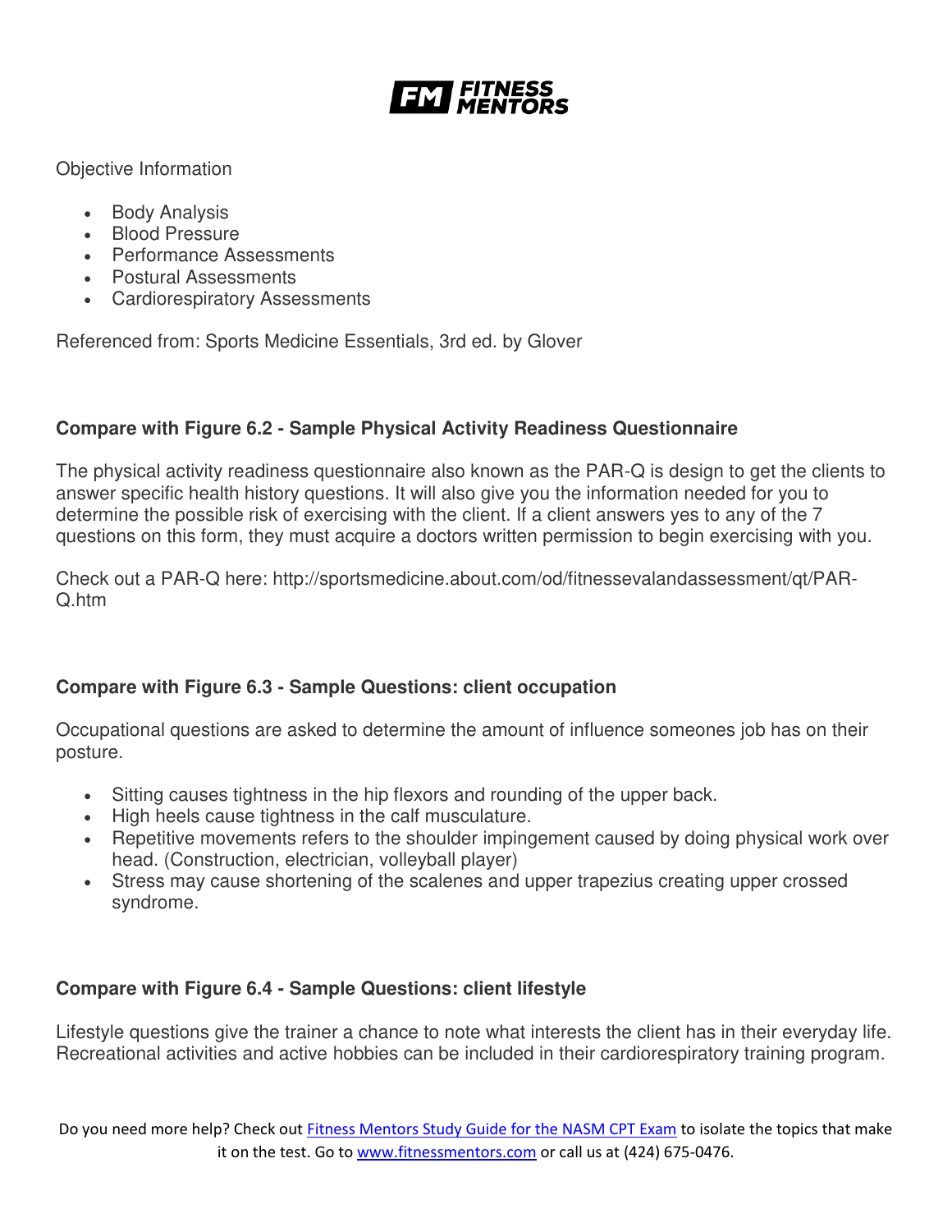Objective Information

- Body Analysis
- Blood Pressure
- Performance Assessments
- Postural Assessments
- Cardiorespiratory Assessments

Referenced from: Sports Medicine Essentials, 3rd ed. by Glover

**Compare with Figure 6.2 - Sample Physical Activity Readiness Questionnaire**

The physical activity readiness questionnaire also known as the PAR-Q is design to get the clients to answer specific health history questions. It will also give you the information needed for you to determine the possible risk of exercising with the client. If a client answers yes to any of the 7 questions on this form, they must acquire a doctors written permission to begin exercising with you.

Check out a PAR-Q here: http://sportsmedicine.about.com/od/fitnessevalandassessment/qt/PAR-Q.htm

**Compare with Figure 6.3 - Sample Questions: client occupation**

Occupational questions are asked to determine the amount of influence someones job has on their posture.

- Sitting causes tightness in the hip flexors and rounding of the upper back.
- High heels cause tightness in the calf musculature.
- Repetitive movements refers to the shoulder impingement caused by doing physical work over head. (Construction, electrician, volleyball player)
- Stress may cause shortening of the scalenes and upper trapezius creating upper crossed syndrome.

**Compare with Figure 6.4 - Sample Questions: client lifestyle**

Lifestyle questions give the trainer a chance to note what interests the client has in their everyday life. Recreational activities and active hobbies can be included in their cardiorespiratory training program.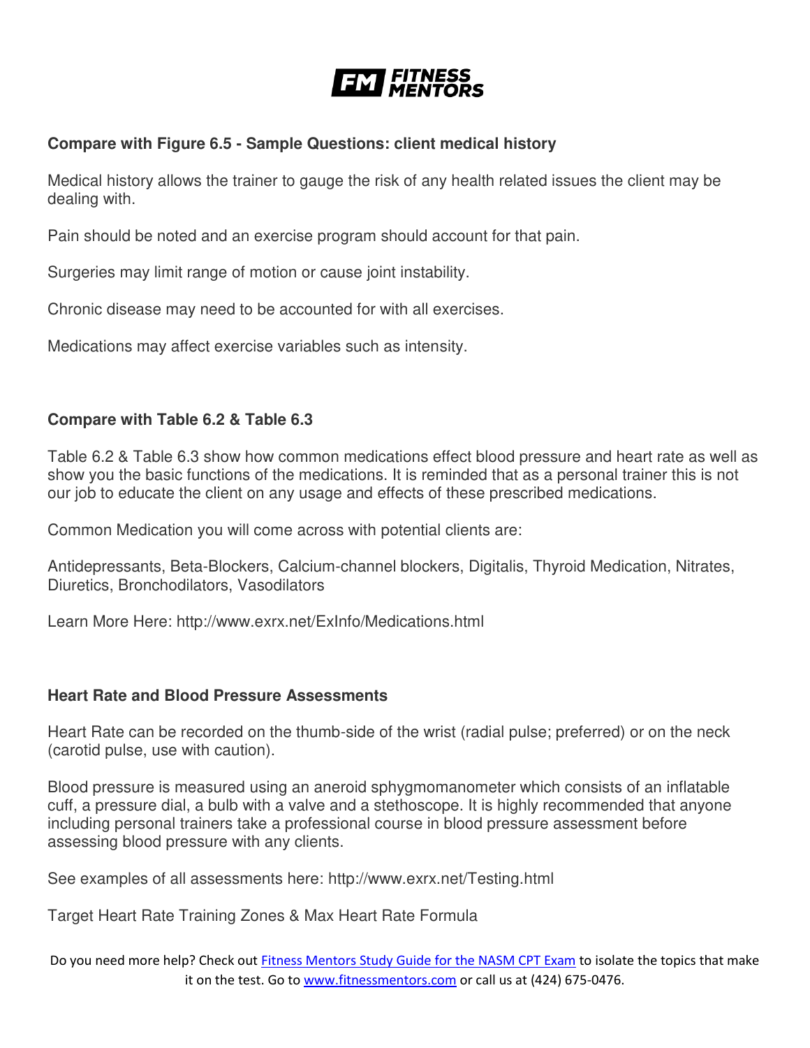### Compare with Figure 6.5 - Sample Questions: client medical history

Medical history allows the trainer to gauge the risk of any health related issues the client may be dealing with.

Pain should be noted and an exercise program should account for that pain.

Surgeries may limit range of motion or cause joint instability.

Chronic disease may need to be accounted for with all exercises.

Medications may affect exercise variables such as intensity.

### Compare with Table 6.2 & Table 6.3

Table 6.2 & Table 6.3 show how common medications effect blood pressure and heart rate as well as show you the basic functions of the medications. It is reminded that as a personal trainer this is not our job to educate the client on any usage and effects of these prescribed medications.

Common Medication you will come across with potential clients are:

Antidepressants, Beta-Blockers, Calcium-channel blockers, Digitalis, Thyroid Medication, Nitrates, Diuretics, Bronchodilators, Vasodilators

Learn More Here: http://www.exrx.net/ExInfo/Medications.html

### Heart Rate and Blood Pressure Assessments

Heart Rate can be recorded on the thumb-side of the wrist (radial pulse; preferred) or on the neck (carotid pulse, use with caution).

Blood pressure is measured using an aneroid sphygmomanometer which consists of an inflatable cuff, a pressure dial, a bulb with a valve and a stethoscope. It is highly recommended that anyone including personal trainers take a professional course in blood pressure assessment before assessing blood pressure with any clients.

See examples of all assessments here: http://www.exrx.net/Testing.html

Target Heart Rate Training Zones & Max Heart Rate Formula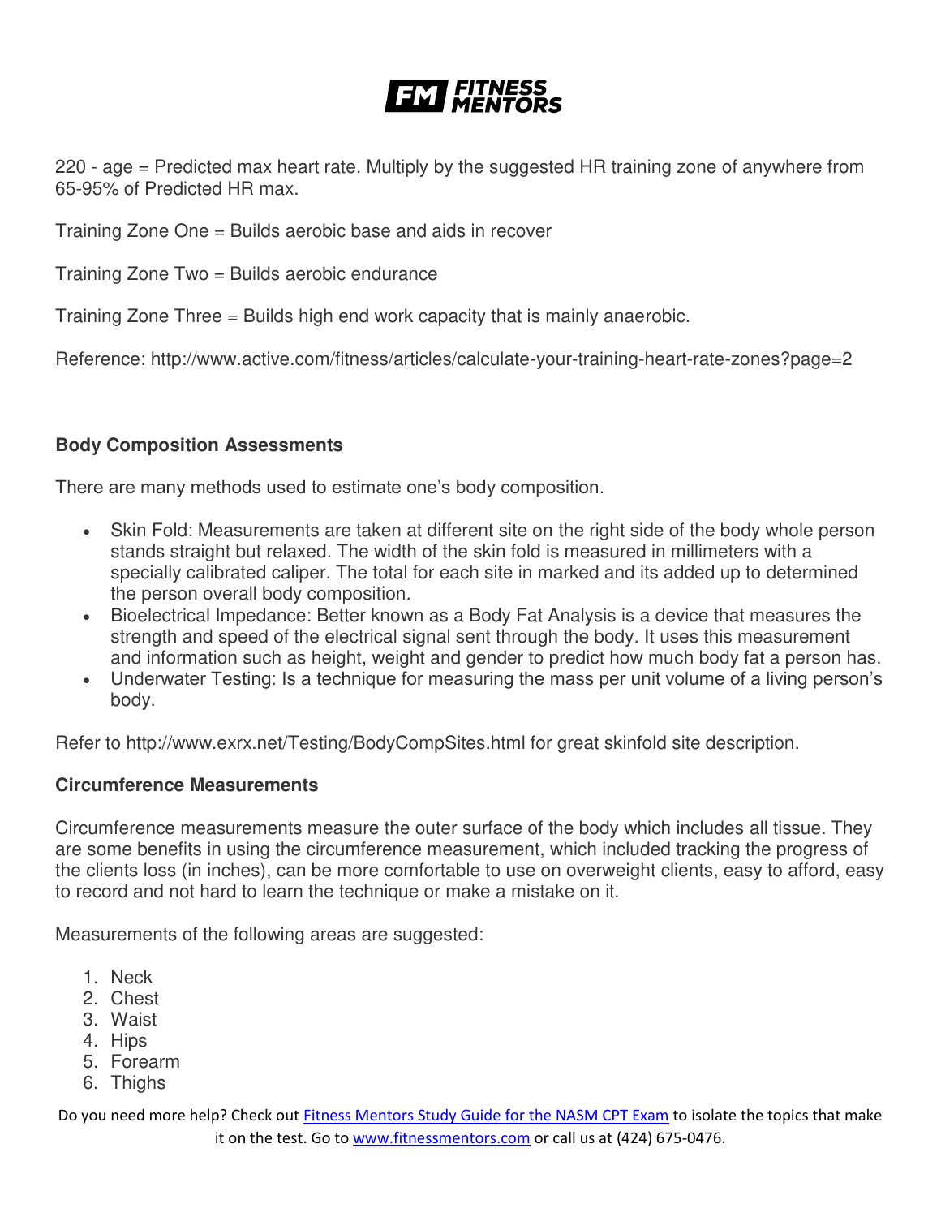220 - age = Predicted max heart rate. Multiply by the suggested HR training zone of anywhere from 65-95% of Predicted HR max.

Training Zone One = Builds aerobic base and aids in recover

Training Zone Two = Builds aerobic endurance

Training Zone Three = Builds high end work capacity that is mainly anaerobic.

Reference: http://www.active.com/fitness/articles/calculate-your-training-heart-rate-zones?page=2

**Body Composition Assessments**

There are many methods used to estimate one's body composition.

- Skin Fold: Measurements are taken at different site on the right side of the body whole person stands straight but relaxed. The width of the skin fold is measured in millimeters with a specially calibrated caliper. The total for each site in marked and its added up to determined the person overall body composition.
- Bioelectrical Impedance: Better known as a Body Fat Analysis is a device that measures the strength and speed of the electrical signal sent through the body. It uses this measurement and information such as height, weight and gender to predict how much body fat a person has.
- Underwater Testing: Is a technique for measuring the mass per unit volume of a living person's body.

Refer to http://www.exrx.net/Testing/BodyCompSites.html for great skinfold site description.

**Circumference Measurements**

Circumference measurements measure the outer surface of the body which includes all tissue. They are some benefits in using the circumference measurement, which included tracking the progress of the clients loss (in inches), can be more comfortable to use on overweight clients, easy to afford, easy to record and not hard to learn the technique or make a mistake on it.

Measurements of the following areas are suggested:

1. Neck
2. Chest
3. Waist
4. Hips
5. Forearm
6. Thighs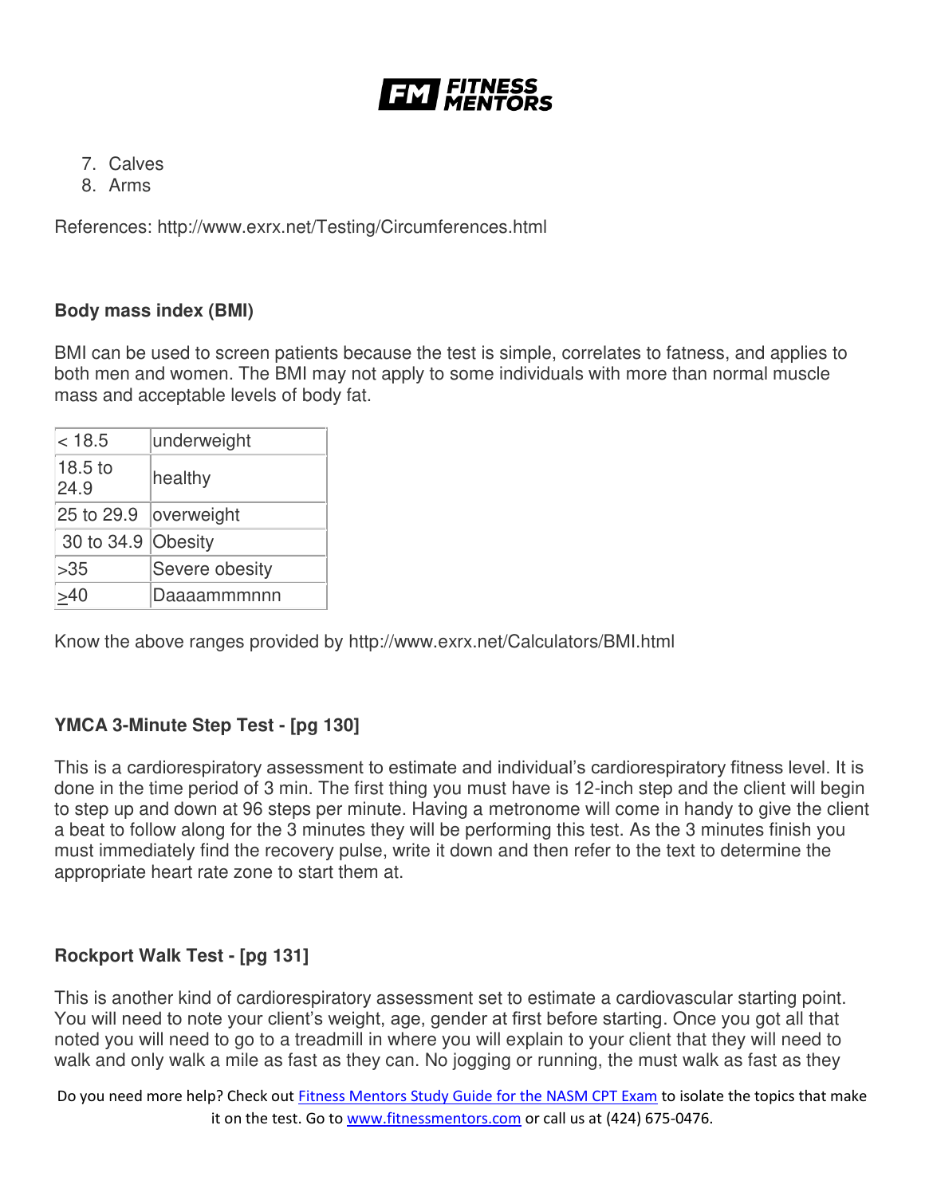7. Calves
8. Arms

References: http://www.exrx.net/Testing/Circumferences.html

**Body mass index (BMI)**

BMI can be used to screen patients because the test is simple, correlates to fatness, and applies to both men and women. The BMI may not apply to some individuals with more than normal muscle mass and acceptable levels of body fat.

| < 18.5 | underweight |
|---|---|
| 18.5 to 24.9 | healthy |
| 25 to 29.9 | overweight |
| 30 to 34.9 | Obesity |
| >35 | Severe obesity |
| ≥40 | Daaaammmnnn |

Know the above ranges provided by http://www.exrx.net/Calculators/BMI.html

**YMCA 3-Minute Step Test - [pg 130]**

This is a cardiorespiratory assessment to estimate and individual's cardiorespiratory fitness level. It is done in the time period of 3 min. The first thing you must have is 12-inch step and the client will begin to step up and down at 96 steps per minute. Having a metronome will come in handy to give the client a beat to follow along for the 3 minutes they will be performing this test. As the 3 minutes finish you must immediately find the recovery pulse, write it down and then refer to the text to determine the appropriate heart rate zone to start them at.

**Rockport Walk Test - [pg 131]**

This is another kind of cardiorespiratory assessment set to estimate a cardiovascular starting point. You will need to note your client's weight, age, gender at first before starting. Once you got all that noted you will need to go to a treadmill in where you will explain to your client that they will need to walk and only walk a mile as fast as they can. No jogging or running, the must walk as fast as they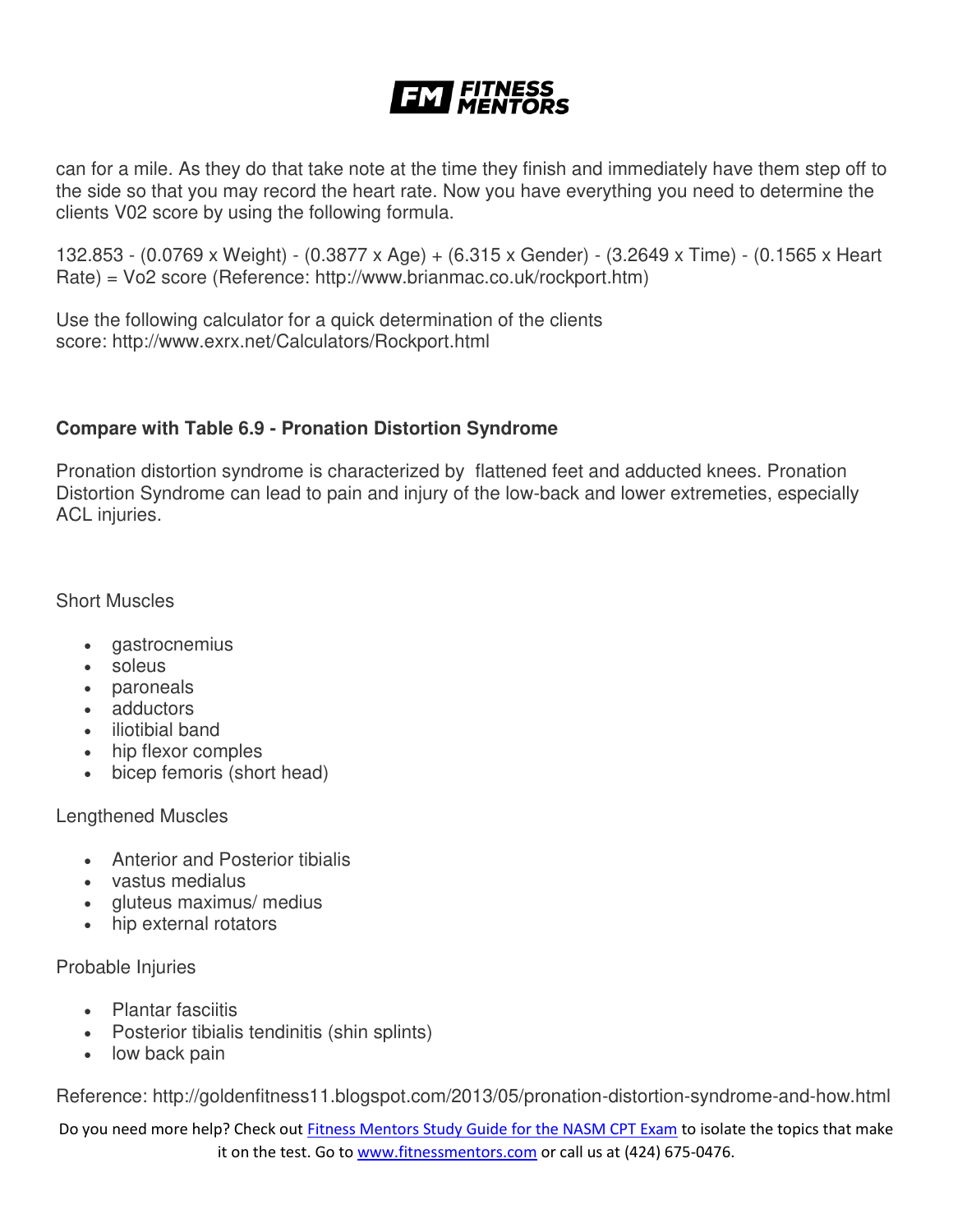can for a mile. As they do that take note at the time they finish and immediately have them step off to the side so that you may record the heart rate. Now you have everything you need to determine the clients V02 score by using the following formula.

132.853 - (0.0769 x Weight) - (0.3877 x Age) + (6.315 x Gender) - (3.2649 x Time) - (0.1565 x Heart Rate) = Vo2 score (Reference: http://www.brianmac.co.uk/rockport.htm)

Use the following calculator for a quick determination of the clients score: http://www.exrx.net/Calculators/Rockport.html

**Compare with Table 6.9 - Pronation Distortion Syndrome**

Pronation distortion syndrome is characterized by flattened feet and adducted knees. Pronation Distortion Syndrome can lead to pain and injury of the low-back and lower extremeties, especially ACL injuries.

Short Muscles

- gastrocnemius
- soleus
- paroneals
- adductors
- iliotibial band
- hip flexor comples
- bicep femoris (short head)

Lengthened Muscles

- Anterior and Posterior tibialis
- vastus medialus
- gluteus maximus/ medius
- hip external rotators

Probable Injuries

- Plantar fasciitis
- Posterior tibialis tendinitis (shin splints)
- low back pain

Reference: http://goldenfitness11.blogspot.com/2013/05/pronation-distortion-syndrome-and-how.html

Do you need more help? Check out Fitness Mentors Study Guide for the NASM CPT Exam to isolate the topics that make it on the test. Go to www.fitnessmentors.com or call us at (424) 675-0476.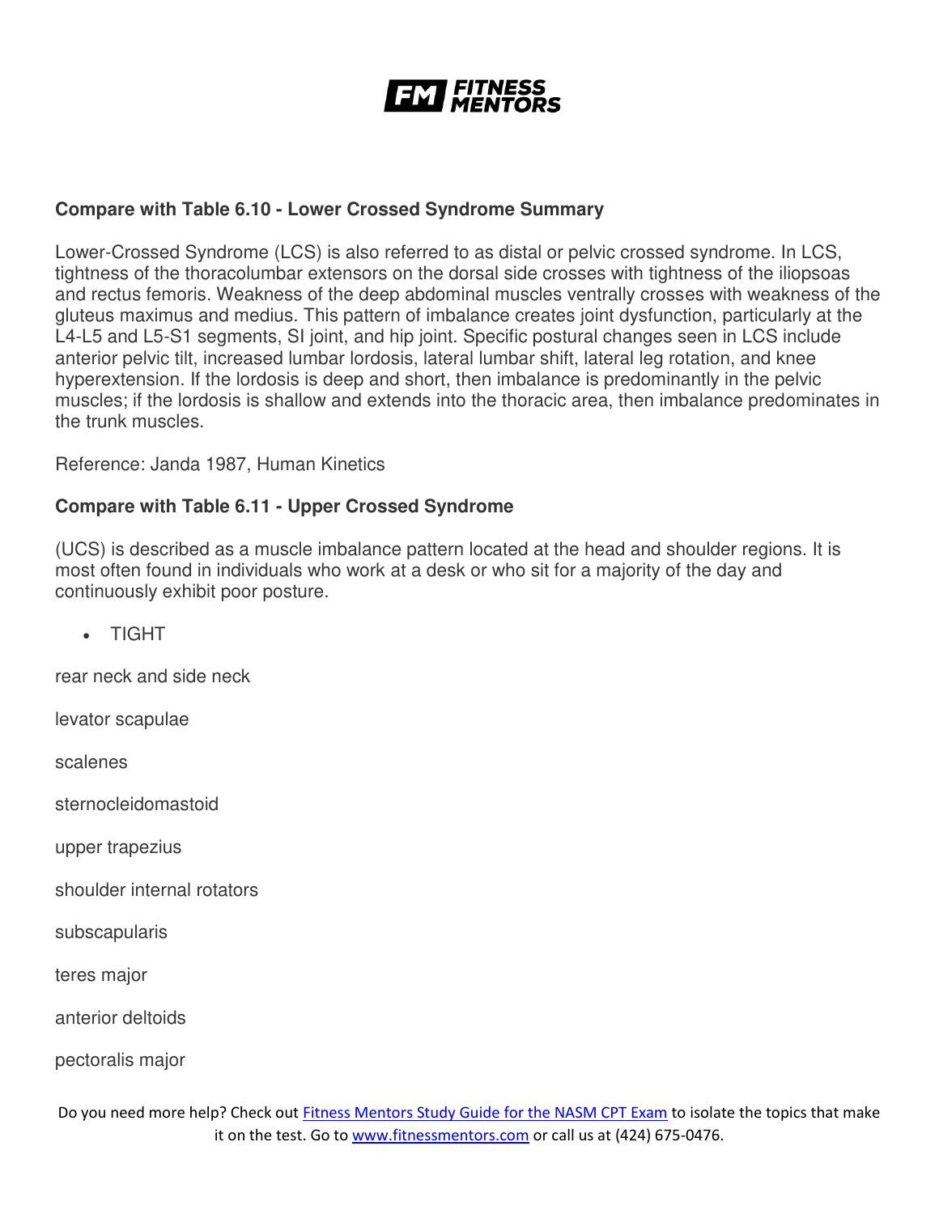**Compare with Table 6.10 - Lower Crossed Syndrome Summary**

Lower-Crossed Syndrome (LCS) is also referred to as distal or pelvic crossed syndrome. In LCS, tightness of the thoracolumbar extensors on the dorsal side crosses with tightness of the iliopsoas and rectus femoris. Weakness of the deep abdominal muscles ventrally crosses with weakness of the gluteus maximus and medius. This pattern of imbalance creates joint dysfunction, particularly at the L4-L5 and L5-S1 segments, SI joint, and hip joint. Specific postural changes seen in LCS include anterior pelvic tilt, increased lumbar lordosis, lateral lumbar shift, lateral leg rotation, and knee hyperextension. If the lordosis is deep and short, then imbalance is predominantly in the pelvic muscles; if the lordosis is shallow and extends into the thoracic area, then imbalance predominates in the trunk muscles.

Reference: Janda 1987, Human Kinetics

**Compare with Table 6.11 - Upper Crossed Syndrome**

(UCS) is described as a muscle imbalance pattern located at the head and shoulder regions. It is most often found in individuals who work at a desk or who sit for a majority of the day and continuously exhibit poor posture.

- TIGHT

rear neck and side neck

levator scapulae

scalenes

sternocleidomastoid

upper trapezius

shoulder internal rotators

subscapularis

teres major

anterior deltoids

pectoralis major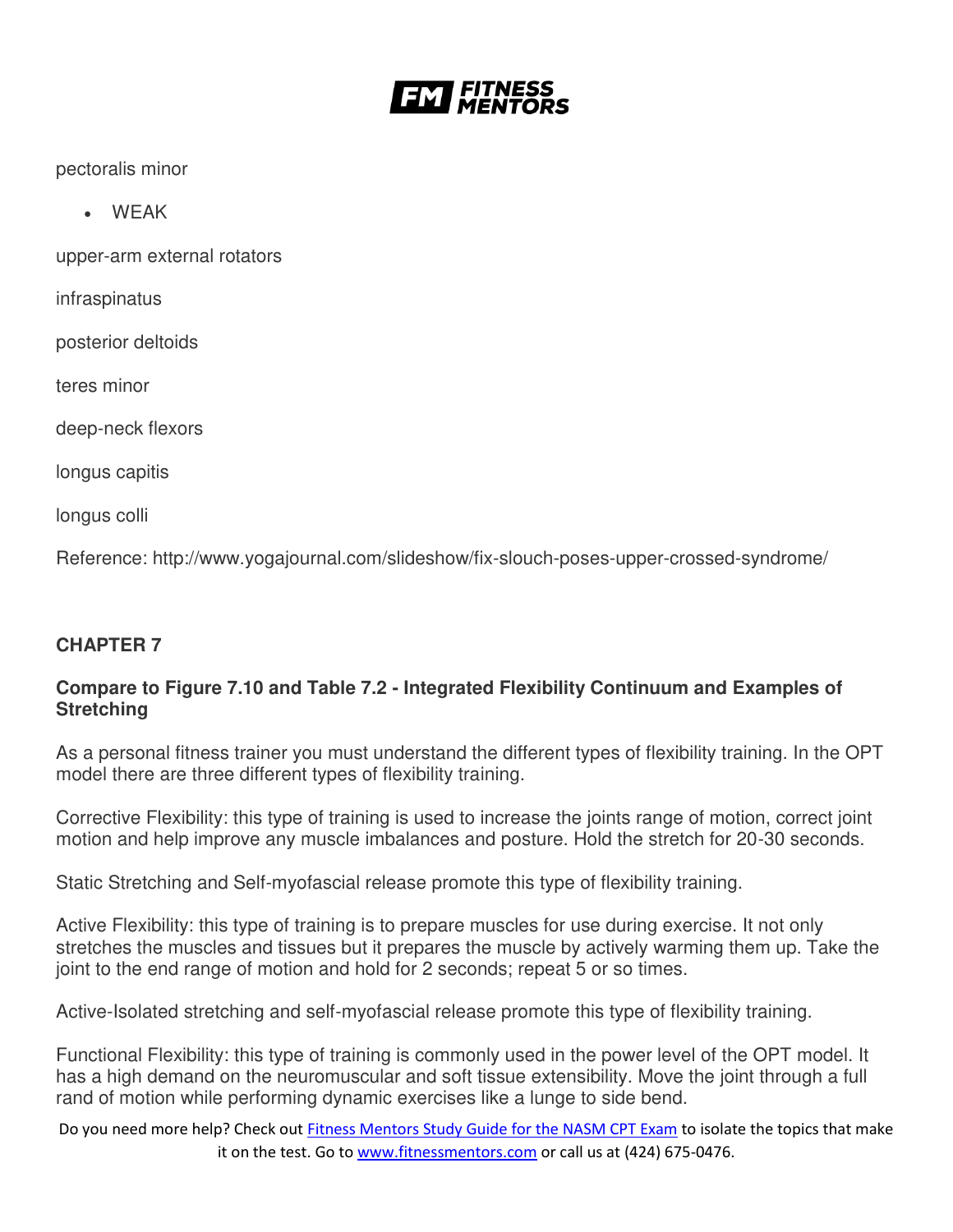pectoralis minor

- WEAK

upper-arm external rotators

infraspinatus

posterior deltoids

teres minor

deep-neck flexors

longus capitis

longus colli

Reference: http://www.yogajournal.com/slideshow/fix-slouch-poses-upper-crossed-syndrome/

## CHAPTER 7

### Compare to Figure 7.10 and Table 7.2 - Integrated Flexibility Continuum and Examples of Stretching

As a personal fitness trainer you must understand the different types of flexibility training. In the OPT model there are three different types of flexibility training.

Corrective Flexibility: this type of training is used to increase the joints range of motion, correct joint motion and help improve any muscle imbalances and posture. Hold the stretch for 20-30 seconds.

Static Stretching and Self-myofascial release promote this type of flexibility training.

Active Flexibility: this type of training is to prepare muscles for use during exercise. It not only stretches the muscles and tissues but it prepares the muscle by actively warming them up. Take the joint to the end range of motion and hold for 2 seconds; repeat 5 or so times.

Active-Isolated stretching and self-myofascial release promote this type of flexibility training.

Functional Flexibility: this type of training is commonly used in the power level of the OPT model. It has a high demand on the neuromuscular and soft tissue extensibility. Move the joint through a full rand of motion while performing dynamic exercises like a lunge to side bend.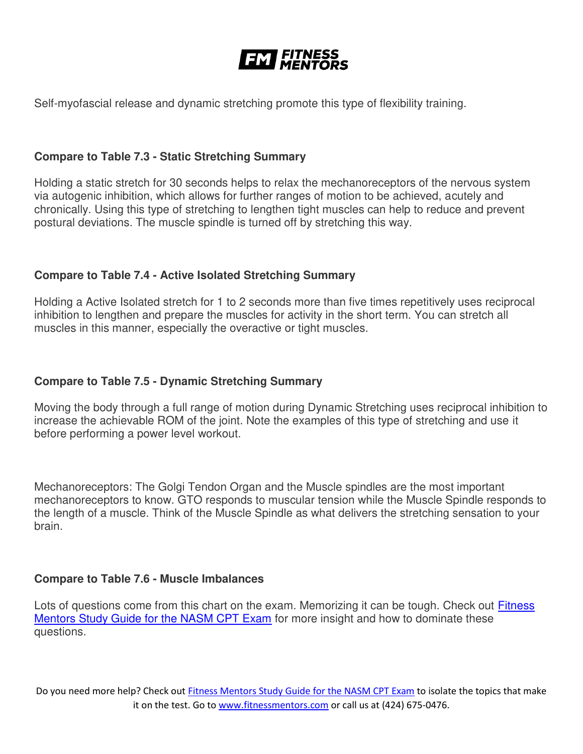Self-myofascial release and dynamic stretching promote this type of flexibility training.

**Compare to Table 7.3 - Static Stretching Summary**

Holding a static stretch for 30 seconds helps to relax the mechanoreceptors of the nervous system via autogenic inhibition, which allows for further ranges of motion to be achieved, acutely and chronically. Using this type of stretching to lengthen tight muscles can help to reduce and prevent postural deviations. The muscle spindle is turned off by stretching this way.

**Compare to Table 7.4 - Active Isolated Stretching Summary**

Holding a Active Isolated stretch for 1 to 2 seconds more than five times repetitively uses reciprocal inhibition to lengthen and prepare the muscles for activity in the short term. You can stretch all muscles in this manner, especially the overactive or tight muscles.

**Compare to Table 7.5 - Dynamic Stretching Summary**

Moving the body through a full range of motion during Dynamic Stretching uses reciprocal inhibition to increase the achievable ROM of the joint. Note the examples of this type of stretching and use it before performing a power level workout.

Mechanoreceptors: The Golgi Tendon Organ and the Muscle spindles are the most important mechanoreceptors to know. GTO responds to muscular tension while the Muscle Spindle responds to the length of a muscle. Think of the Muscle Spindle as what delivers the stretching sensation to your brain.

**Compare to Table 7.6 - Muscle Imbalances**

Lots of questions come from this chart on the exam. Memorizing it can be tough. Check out [Fitness Mentors Study Guide for the NASM CPT Exam](https://www.fitnessmentors.com) for more insight and how to dominate these questions.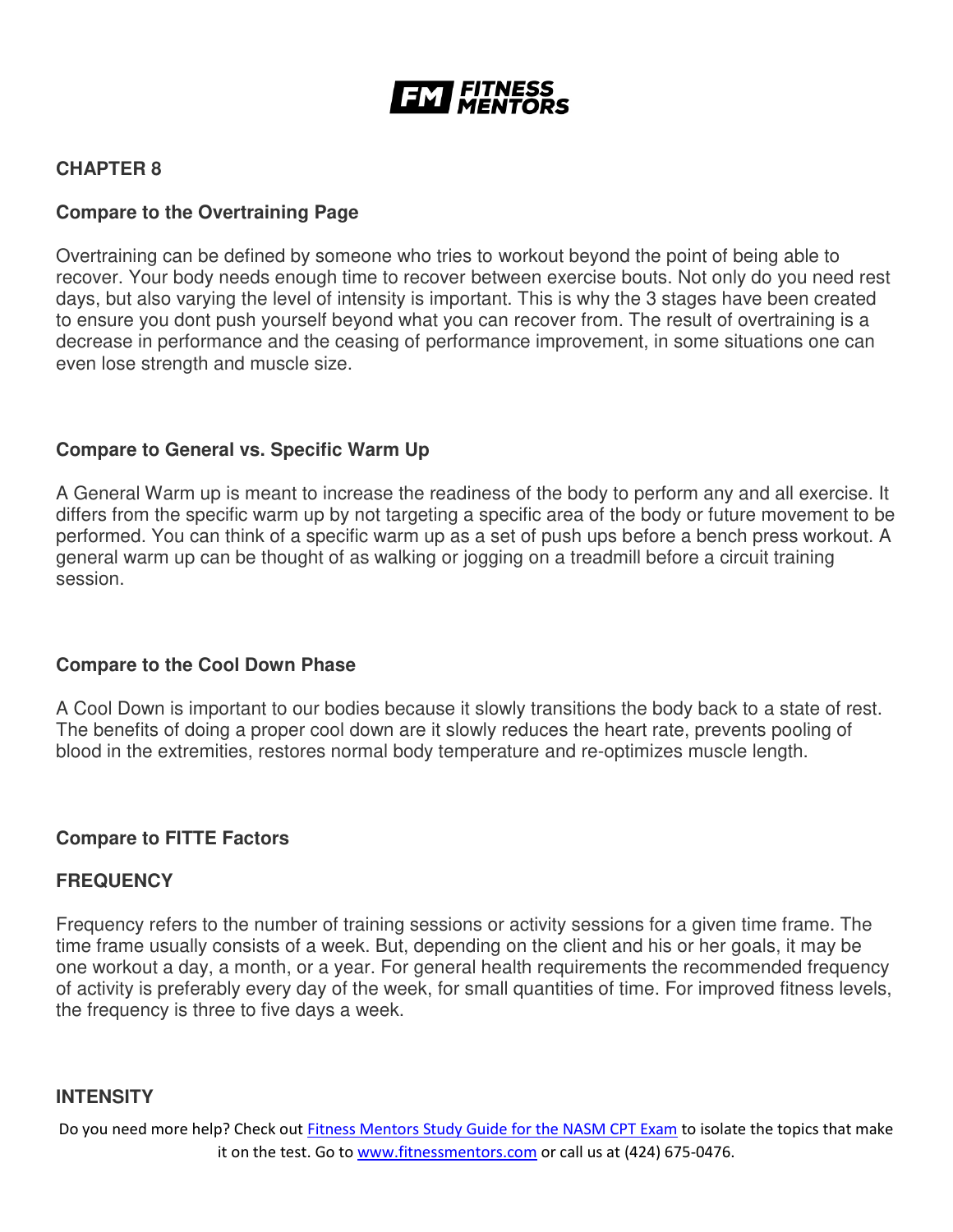## CHAPTER 8

### Compare to the Overtraining Page

Overtraining can be defined by someone who tries to workout beyond the point of being able to recover. Your body needs enough time to recover between exercise bouts. Not only do you need rest days, but also varying the level of intensity is important. This is why the 3 stages have been created to ensure you dont push yourself beyond what you can recover from. The result of overtraining is a decrease in performance and the ceasing of performance improvement, in some situations one can even lose strength and muscle size.

### Compare to General vs. Specific Warm Up

A General Warm up is meant to increase the readiness of the body to perform any and all exercise. It differs from the specific warm up by not targeting a specific area of the body or future movement to be performed. You can think of a specific warm up as a set of push ups before a bench press workout. A general warm up can be thought of as walking or jogging on a treadmill before a circuit training session.

### Compare to the Cool Down Phase

A Cool Down is important to our bodies because it slowly transitions the body back to a state of rest. The benefits of doing a proper cool down are it slowly reduces the heart rate, prevents pooling of blood in the extremities, restores normal body temperature and re-optimizes muscle length.

### Compare to FITTE Factors

#### FREQUENCY

Frequency refers to the number of training sessions or activity sessions for a given time frame. The time frame usually consists of a week. But, depending on the client and his or her goals, it may be one workout a day, a month, or a year. For general health requirements the recommended frequency of activity is preferably every day of the week, for small quantities of time. For improved fitness levels, the frequency is three to five days a week.

#### INTENSITY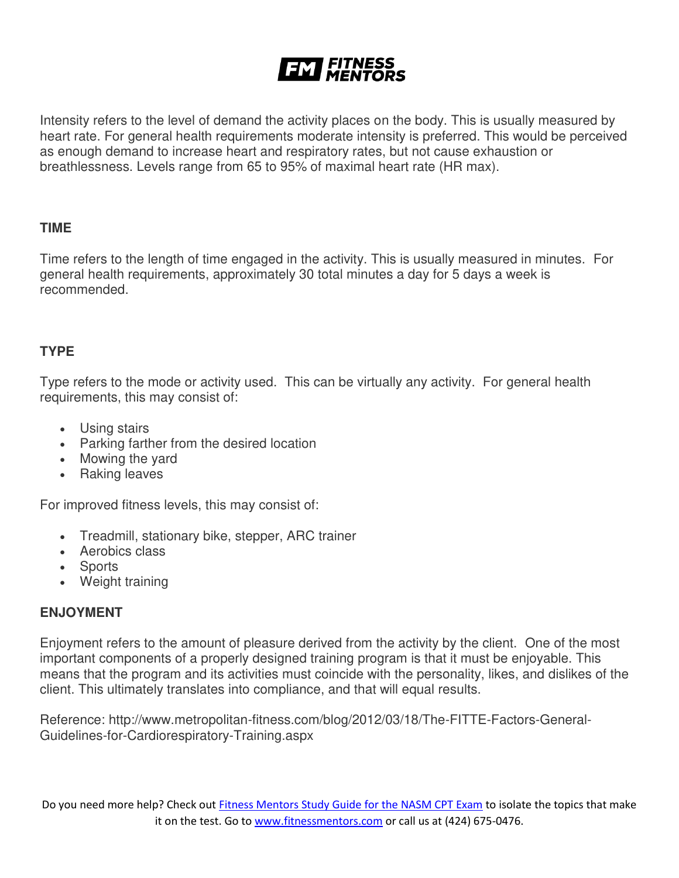Intensity refers to the level of demand the activity places on the body. This is usually measured by heart rate. For general health requirements moderate intensity is preferred. This would be perceived as enough demand to increase heart and respiratory rates, but not cause exhaustion or breathlessness. Levels range from 65 to 95% of maximal heart rate (HR max).

## TIME

Time refers to the length of time engaged in the activity. This is usually measured in minutes. For general health requirements, approximately 30 total minutes a day for 5 days a week is recommended.

## TYPE

Type refers to the mode or activity used. This can be virtually any activity. For general health requirements, this may consist of:

- Using stairs
- Parking farther from the desired location
- Mowing the yard
- Raking leaves

For improved fitness levels, this may consist of:

- Treadmill, stationary bike, stepper, ARC trainer
- Aerobics class
- Sports
- Weight training

## ENJOYMENT

Enjoyment refers to the amount of pleasure derived from the activity by the client. One of the most important components of a properly designed training program is that it must be enjoyable. This means that the program and its activities must coincide with the personality, likes, and dislikes of the client. This ultimately translates into compliance, and that will equal results.

Reference: http://www.metropolitan-fitness.com/blog/2012/03/18/The-FITTE-Factors-General-Guidelines-for-Cardiorespiratory-Training.aspx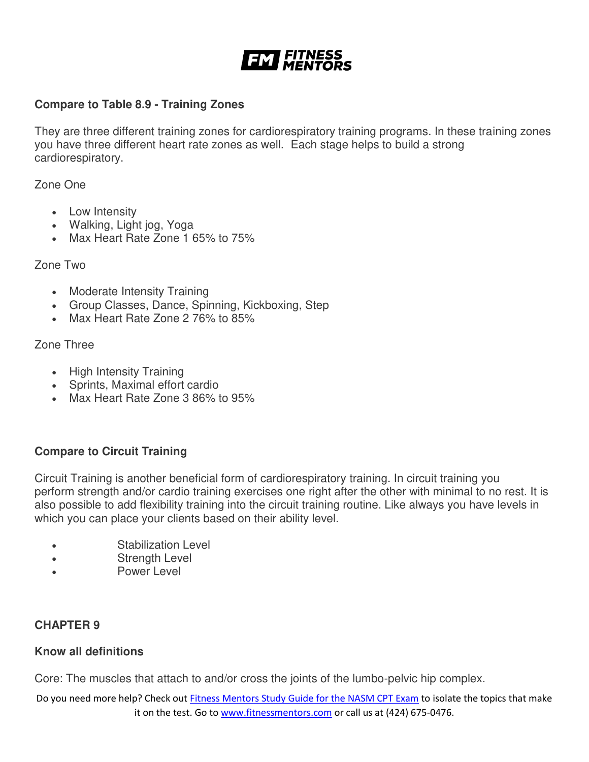**Compare to Table 8.9 - Training Zones**

They are three different training zones for cardiorespiratory training programs. In these training zones you have three different heart rate zones as well. Each stage helps to build a strong cardiorespiratory.

Zone One

- Low Intensity
- Walking, Light jog, Yoga
- Max Heart Rate Zone 1 65% to 75%

Zone Two

- Moderate Intensity Training
- Group Classes, Dance, Spinning, Kickboxing, Step
- Max Heart Rate Zone 2 76% to 85%

Zone Three

- High Intensity Training
- Sprints, Maximal effort cardio
- Max Heart Rate Zone 3 86% to 95%

**Compare to Circuit Training**

Circuit Training is another beneficial form of cardiorespiratory training. In circuit training you perform strength and/or cardio training exercises one right after the other with minimal to no rest. It is also possible to add flexibility training into the circuit training routine. Like always you have levels in which you can place your clients based on their ability level.

- Stabilization Level
- Strength Level
- Power Level

**CHAPTER 9**

**Know all definitions**

Core: The muscles that attach to and/or cross the joints of the lumbo-pelvic hip complex.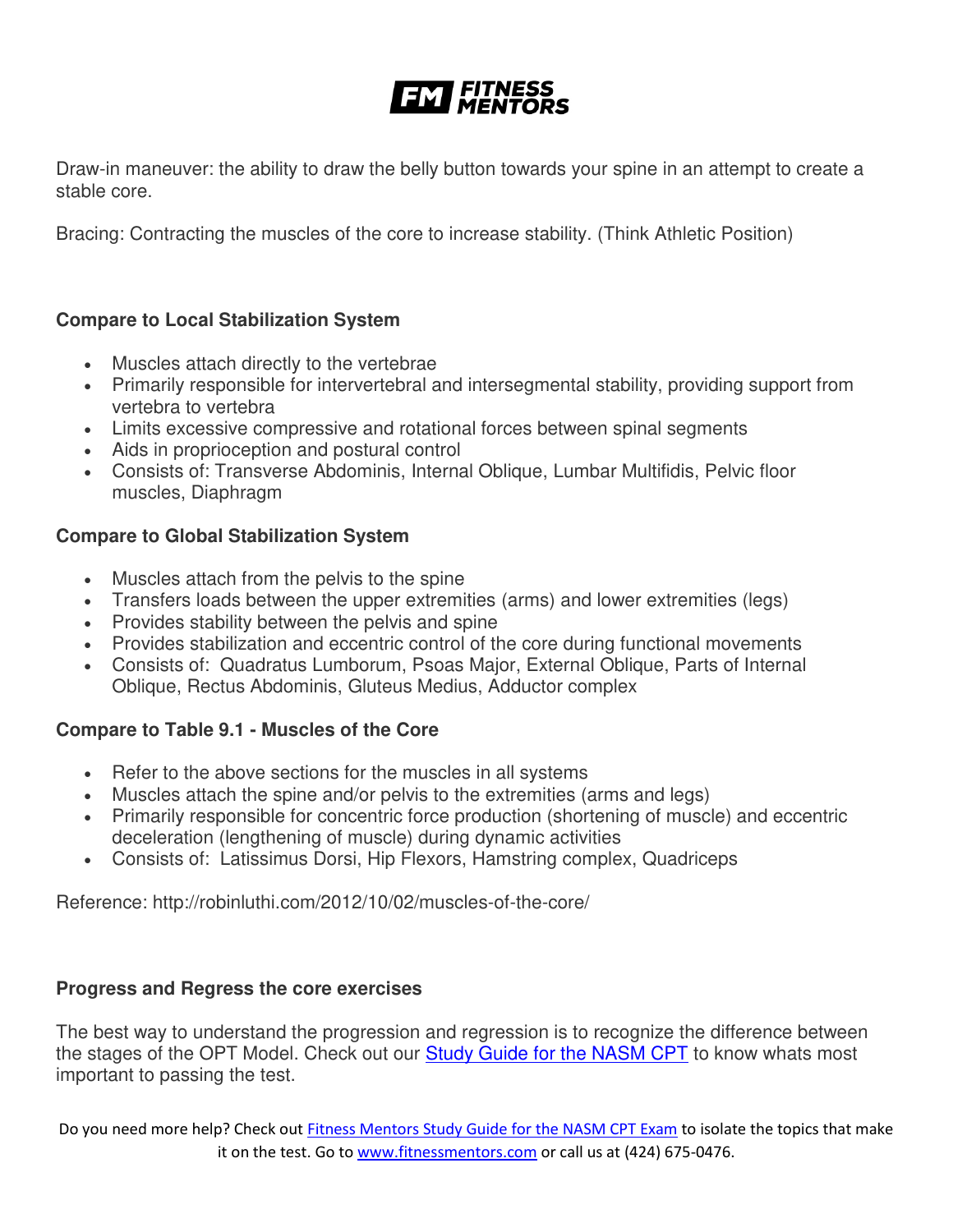Draw-in maneuver: the ability to draw the belly button towards your spine in an attempt to create a stable core.

Bracing: Contracting the muscles of the core to increase stability. (Think Athletic Position)

**Compare to Local Stabilization System**

- Muscles attach directly to the vertebrae
- Primarily responsible for intervertebral and intersegmental stability, providing support from vertebra to vertebra
- Limits excessive compressive and rotational forces between spinal segments
- Aids in proprioception and postural control
- Consists of: Transverse Abdominis, Internal Oblique, Lumbar Multifidis, Pelvic floor muscles, Diaphragm

**Compare to Global Stabilization System**

- Muscles attach from the pelvis to the spine
- Transfers loads between the upper extremities (arms) and lower extremities (legs)
- Provides stability between the pelvis and spine
- Provides stabilization and eccentric control of the core during functional movements
- Consists of: Quadratus Lumborum, Psoas Major, External Oblique, Parts of Internal Oblique, Rectus Abdominis, Gluteus Medius, Adductor complex

**Compare to Table 9.1 - Muscles of the Core**

- Refer to the above sections for the muscles in all systems
- Muscles attach the spine and/or pelvis to the extremities (arms and legs)
- Primarily responsible for concentric force production (shortening of muscle) and eccentric deceleration (lengthening of muscle) during dynamic activities
- Consists of: Latissimus Dorsi, Hip Flexors, Hamstring complex, Quadriceps

Reference: http://robinluthi.com/2012/10/02/muscles-of-the-core/

**Progress and Regress the core exercises**

The best way to understand the progression and regression is to recognize the difference between the stages of the OPT Model. Check out our Study Guide for the NASM CPT to know whats most important to passing the test.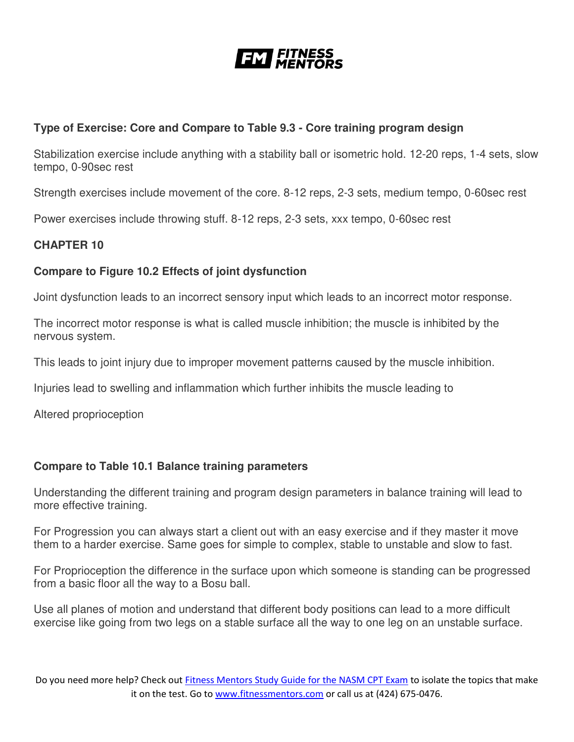**Type of Exercise: Core and Compare to Table 9.3 - Core training program design**

Stabilization exercise include anything with a stability ball or isometric hold. 12-20 reps, 1-4 sets, slow tempo, 0-90sec rest

Strength exercises include movement of the core. 8-12 reps, 2-3 sets, medium tempo, 0-60sec rest

Power exercises include throwing stuff. 8-12 reps, 2-3 sets, xxx tempo, 0-60sec rest

## CHAPTER 10

**Compare to Figure 10.2 Effects of joint dysfunction**

Joint dysfunction leads to an incorrect sensory input which leads to an incorrect motor response.

The incorrect motor response is what is called muscle inhibition; the muscle is inhibited by the nervous system.

This leads to joint injury due to improper movement patterns caused by the muscle inhibition.

Injuries lead to swelling and inflammation which further inhibits the muscle leading to

Altered proprioception

**Compare to Table 10.1 Balance training parameters**

Understanding the different training and program design parameters in balance training will lead to more effective training.

For Progression you can always start a client out with an easy exercise and if they master it move them to a harder exercise. Same goes for simple to complex, stable to unstable and slow to fast.

For Proprioception the difference in the surface upon which someone is standing can be progressed from a basic floor all the way to a Bosu ball.

Use all planes of motion and understand that different body positions can lead to a more difficult exercise like going from two legs on a stable surface all the way to one leg on an unstable surface.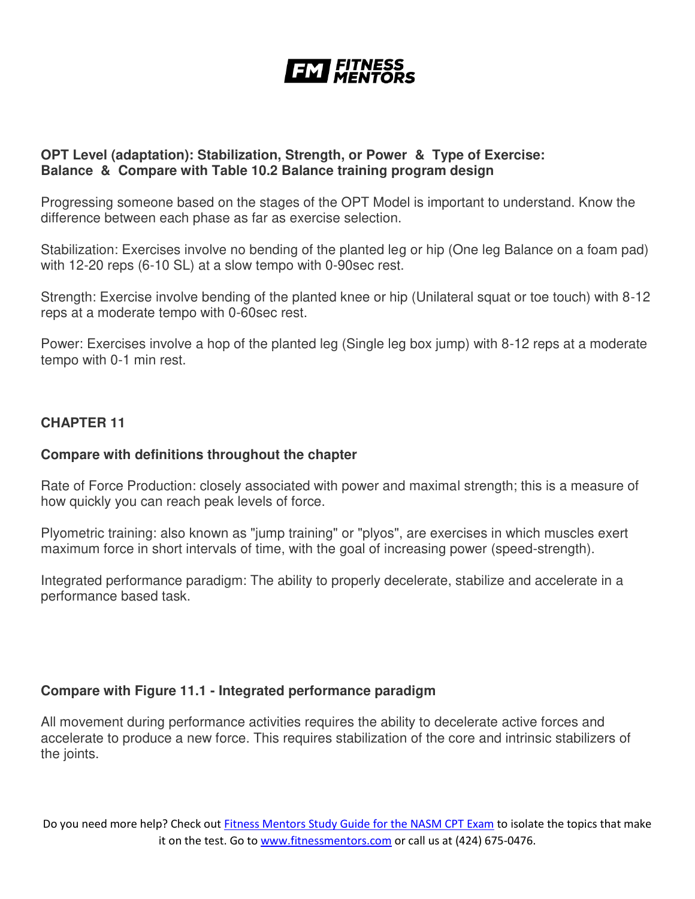**OPT Level (adaptation): Stabilization, Strength, or Power & Type of Exercise: Balance & Compare with Table 10.2 Balance training program design**

Progressing someone based on the stages of the OPT Model is important to understand. Know the difference between each phase as far as exercise selection.

Stabilization: Exercises involve no bending of the planted leg or hip (One leg Balance on a foam pad) with 12-20 reps (6-10 SL) at a slow tempo with 0-90sec rest.

Strength: Exercise involve bending of the planted knee or hip (Unilateral squat or toe touch) with 8-12 reps at a moderate tempo with 0-60sec rest.

Power: Exercises involve a hop of the planted leg (Single leg box jump) with 8-12 reps at a moderate tempo with 0-1 min rest.

## CHAPTER 11

**Compare with definitions throughout the chapter**

Rate of Force Production: closely associated with power and maximal strength; this is a measure of how quickly you can reach peak levels of force.

Plyometric training: also known as "jump training" or "plyos", are exercises in which muscles exert maximum force in short intervals of time, with the goal of increasing power (speed-strength).

Integrated performance paradigm: The ability to properly decelerate, stabilize and accelerate in a performance based task.

**Compare with Figure 11.1 - Integrated performance paradigm**

All movement during performance activities requires the ability to decelerate active forces and accelerate to produce a new force. This requires stabilization of the core and intrinsic stabilizers of the joints.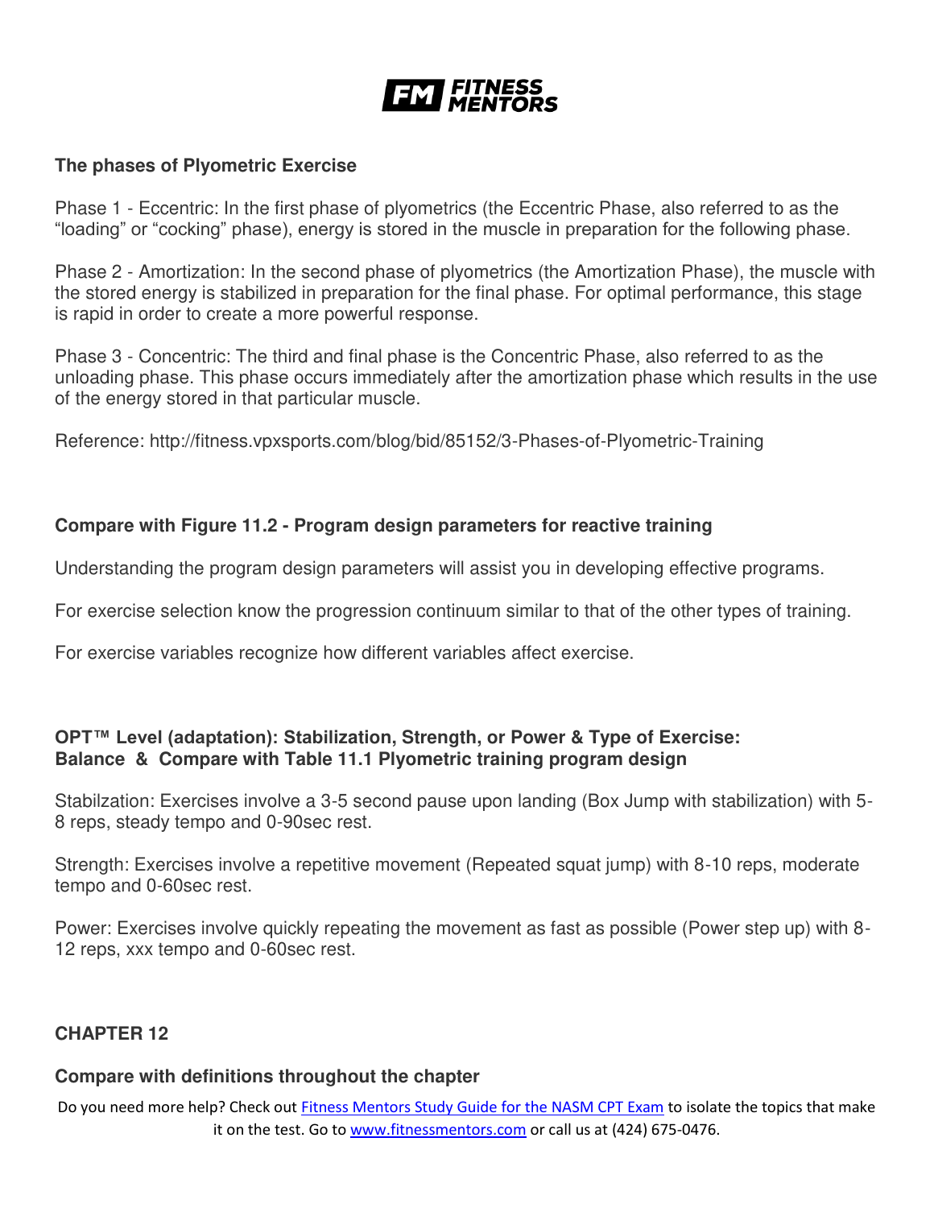**The phases of Plyometric Exercise**

Phase 1 - Eccentric: In the first phase of plyometrics (the Eccentric Phase, also referred to as the "loading" or "cocking" phase), energy is stored in the muscle in preparation for the following phase.

Phase 2 - Amortization: In the second phase of plyometrics (the Amortization Phase), the muscle with the stored energy is stabilized in preparation for the final phase. For optimal performance, this stage is rapid in order to create a more powerful response.

Phase 3 - Concentric: The third and final phase is the Concentric Phase, also referred to as the unloading phase. This phase occurs immediately after the amortization phase which results in the use of the energy stored in that particular muscle.

Reference: http://fitness.vpxsports.com/blog/bid/85152/3-Phases-of-Plyometric-Training

**Compare with Figure 11.2 - Program design parameters for reactive training**

Understanding the program design parameters will assist you in developing effective programs.

For exercise selection know the progression continuum similar to that of the other types of training.

For exercise variables recognize how different variables affect exercise.

**OPT™ Level (adaptation): Stabilization, Strength, or Power & Type of Exercise: Balance & Compare with Table 11.1 Plyometric training program design**

Stabilzation: Exercises involve a 3-5 second pause upon landing (Box Jump with stabilization) with 5-8 reps, steady tempo and 0-90sec rest.

Strength: Exercises involve a repetitive movement (Repeated squat jump) with 8-10 reps, moderate tempo and 0-60sec rest.

Power: Exercises involve quickly repeating the movement as fast as possible (Power step up) with 8-12 reps, xxx tempo and 0-60sec rest.

## CHAPTER 12

**Compare with definitions throughout the chapter**

Do you need more help? Check out Fitness Mentors Study Guide for the NASM CPT Exam to isolate the topics that make it on the test. Go to www.fitnessmentors.com or call us at (424) 675-0476.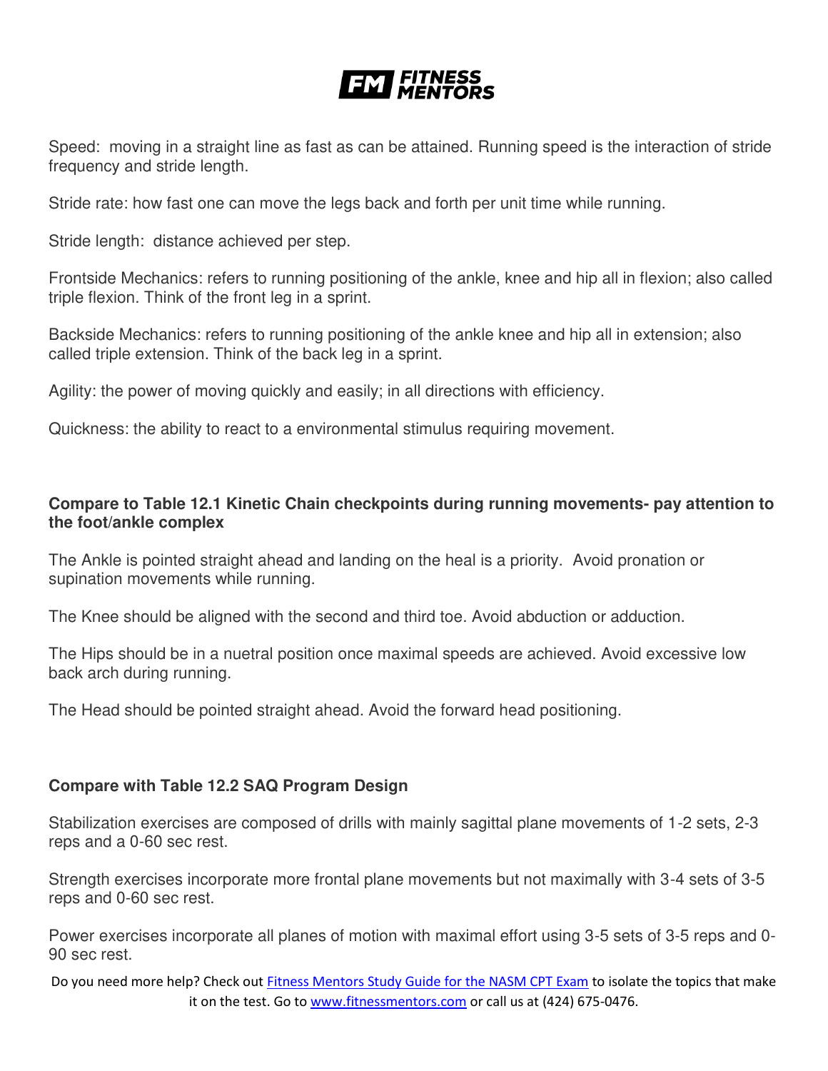Speed: moving in a straight line as fast as can be attained. Running speed is the interaction of stride frequency and stride length.

Stride rate: how fast one can move the legs back and forth per unit time while running.

Stride length: distance achieved per step.

Frontside Mechanics: refers to running positioning of the ankle, knee and hip all in flexion; also called triple flexion. Think of the front leg in a sprint.

Backside Mechanics: refers to running positioning of the ankle knee and hip all in extension; also called triple extension. Think of the back leg in a sprint.

Agility: the power of moving quickly and easily; in all directions with efficiency.

Quickness: the ability to react to a environmental stimulus requiring movement.

**Compare to Table 12.1 Kinetic Chain checkpoints during running movements- pay attention to the foot/ankle complex**

The Ankle is pointed straight ahead and landing on the heal is a priority. Avoid pronation or supination movements while running.

The Knee should be aligned with the second and third toe. Avoid abduction or adduction.

The Hips should be in a nuetral position once maximal speeds are achieved. Avoid excessive low back arch during running.

The Head should be pointed straight ahead. Avoid the forward head positioning.

**Compare with Table 12.2 SAQ Program Design**

Stabilization exercises are composed of drills with mainly sagittal plane movements of 1-2 sets, 2-3 reps and a 0-60 sec rest.

Strength exercises incorporate more frontal plane movements but not maximally with 3-4 sets of 3-5 reps and 0-60 sec rest.

Power exercises incorporate all planes of motion with maximal effort using 3-5 sets of 3-5 reps and 0-90 sec rest.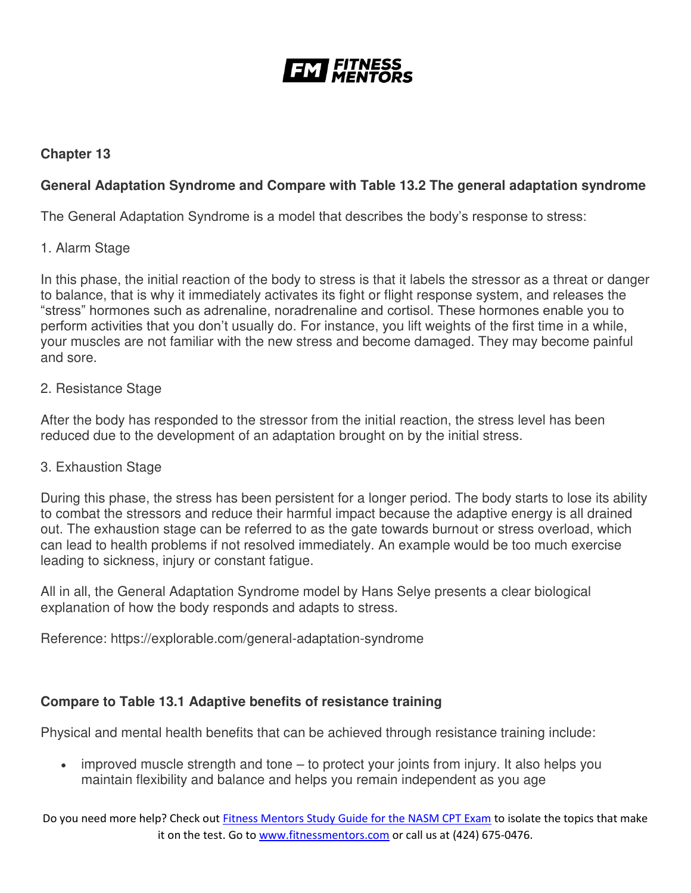**Chapter 13**

**General Adaptation Syndrome and Compare with Table 13.2 The general adaptation syndrome**

The General Adaptation Syndrome is a model that describes the body's response to stress:

1. Alarm Stage

In this phase, the initial reaction of the body to stress is that it labels the stressor as a threat or danger to balance, that is why it immediately activates its fight or flight response system, and releases the "stress" hormones such as adrenaline, noradrenaline and cortisol. These hormones enable you to perform activities that you don't usually do. For instance, you lift weights of the first time in a while, your muscles are not familiar with the new stress and become damaged. They may become painful and sore.

2. Resistance Stage

After the body has responded to the stressor from the initial reaction, the stress level has been reduced due to the development of an adaptation brought on by the initial stress.

3. Exhaustion Stage

During this phase, the stress has been persistent for a longer period. The body starts to lose its ability to combat the stressors and reduce their harmful impact because the adaptive energy is all drained out. The exhaustion stage can be referred to as the gate towards burnout or stress overload, which can lead to health problems if not resolved immediately. An example would be too much exercise leading to sickness, injury or constant fatigue.

All in all, the General Adaptation Syndrome model by Hans Selye presents a clear biological explanation of how the body responds and adapts to stress.

Reference: https://explorable.com/general-adaptation-syndrome

**Compare to Table 13.1 Adaptive benefits of resistance training**

Physical and mental health benefits that can be achieved through resistance training include:

- improved muscle strength and tone – to protect your joints from injury. It also helps you maintain flexibility and balance and helps you remain independent as you age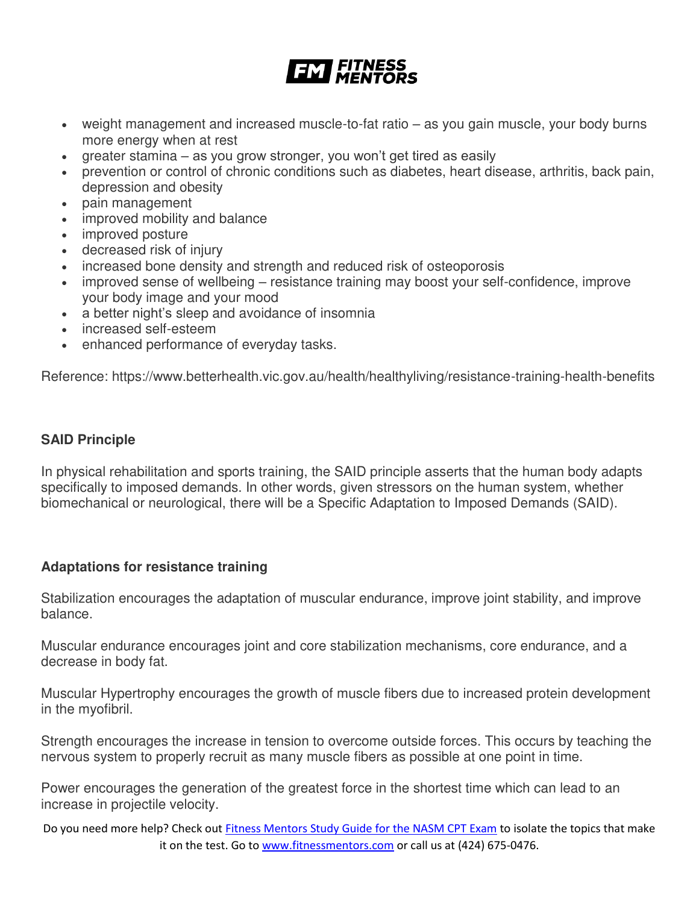- weight management and increased muscle-to-fat ratio – as you gain muscle, your body burns more energy when at rest
- greater stamina – as you grow stronger, you won't get tired as easily
- prevention or control of chronic conditions such as diabetes, heart disease, arthritis, back pain, depression and obesity
- pain management
- improved mobility and balance
- improved posture
- decreased risk of injury
- increased bone density and strength and reduced risk of osteoporosis
- improved sense of wellbeing – resistance training may boost your self-confidence, improve your body image and your mood
- a better night's sleep and avoidance of insomnia
- increased self-esteem
- enhanced performance of everyday tasks.

Reference: https://www.betterhealth.vic.gov.au/health/healthyliving/resistance-training-health-benefits

**SAID Principle**

In physical rehabilitation and sports training, the SAID principle asserts that the human body adapts specifically to imposed demands. In other words, given stressors on the human system, whether biomechanical or neurological, there will be a Specific Adaptation to Imposed Demands (SAID).

**Adaptations for resistance training**

Stabilization encourages the adaptation of muscular endurance, improve joint stability, and improve balance.

Muscular endurance encourages joint and core stabilization mechanisms, core endurance, and a decrease in body fat.

Muscular Hypertrophy encourages the growth of muscle fibers due to increased protein development in the myofibril.

Strength encourages the increase in tension to overcome outside forces. This occurs by teaching the nervous system to properly recruit as many muscle fibers as possible at one point in time.

Power encourages the generation of the greatest force in the shortest time which can lead to an increase in projectile velocity.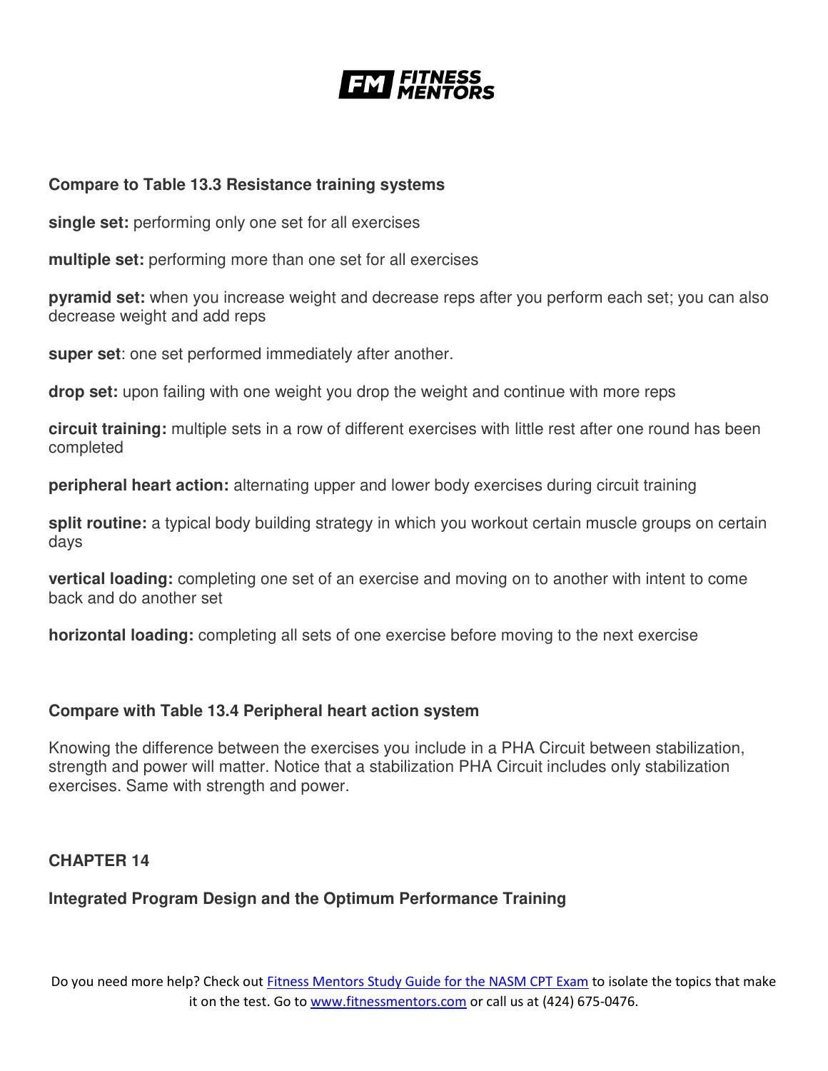**Compare to Table 13.3 Resistance training systems**

**single set:** performing only one set for all exercises

**multiple set:** performing more than one set for all exercises

**pyramid set:** when you increase weight and decrease reps after you perform each set; you can also decrease weight and add reps

**super set**: one set performed immediately after another.

**drop set:** upon failing with one weight you drop the weight and continue with more reps

**circuit training:** multiple sets in a row of different exercises with little rest after one round has been completed

**peripheral heart action:** alternating upper and lower body exercises during circuit training

**split routine:** a typical body building strategy in which you workout certain muscle groups on certain days

**vertical loading:** completing one set of an exercise and moving on to another with intent to come back and do another set

**horizontal loading:** completing all sets of one exercise before moving to the next exercise

**Compare with Table 13.4 Peripheral heart action system**

Knowing the difference between the exercises you include in a PHA Circuit between stabilization, strength and power will matter. Notice that a stabilization PHA Circuit includes only stabilization exercises. Same with strength and power.

## CHAPTER 14

### Integrated Program Design and the Optimum Performance Training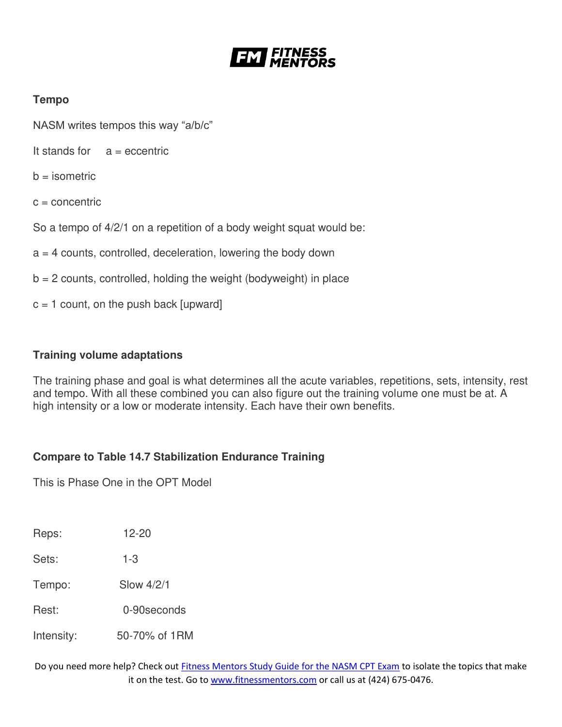**Tempo**

NASM writes tempos this way "a/b/c"

It stands for a = eccentric

b = isometric

c = concentric

So a tempo of 4/2/1 on a repetition of a body weight squat would be:

a = 4 counts, controlled, deceleration, lowering the body down

b = 2 counts, controlled, holding the weight (bodyweight) in place

c = 1 count, on the push back [upward]

**Training volume adaptations**

The training phase and goal is what determines all the acute variables, repetitions, sets, intensity, rest and tempo. With all these combined you can also figure out the training volume one must be at. A high intensity or a low or moderate intensity. Each have their own benefits.

**Compare to Table 14.7 Stabilization Endurance Training**

This is Phase One in the OPT Model

Reps: 12-20

Sets: 1-3

Tempo: Slow 4/2/1

Rest: 0-90seconds

Intensity: 50-70% of 1RM

Do you need more help? Check out Fitness Mentors Study Guide for the NASM CPT Exam to isolate the topics that make it on the test. Go to www.fitnessmentors.com or call us at (424) 675-0476.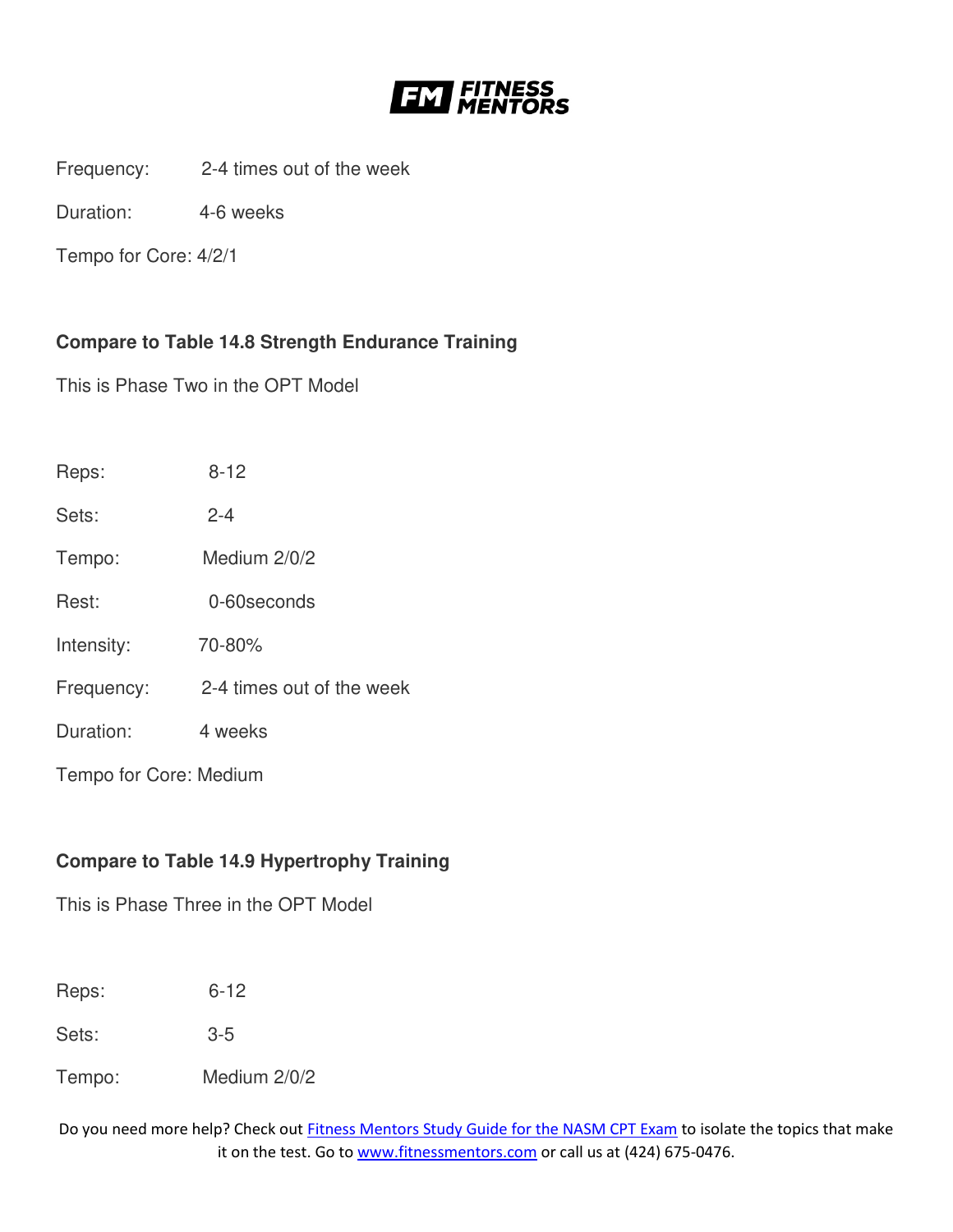Frequency: 2-4 times out of the week

Duration: 4-6 weeks

Tempo for Core: 4/2/1

**Compare to Table 14.8 Strength Endurance Training**

This is Phase Two in the OPT Model

Reps: 8-12

Sets: 2-4

Tempo: Medium 2/0/2

Rest: 0-60seconds

Intensity: 70-80%

Frequency: 2-4 times out of the week

Duration: 4 weeks

Tempo for Core: Medium

**Compare to Table 14.9 Hypertrophy Training**

This is Phase Three in the OPT Model

Reps: 6-12

Sets: 3-5

Tempo: Medium 2/0/2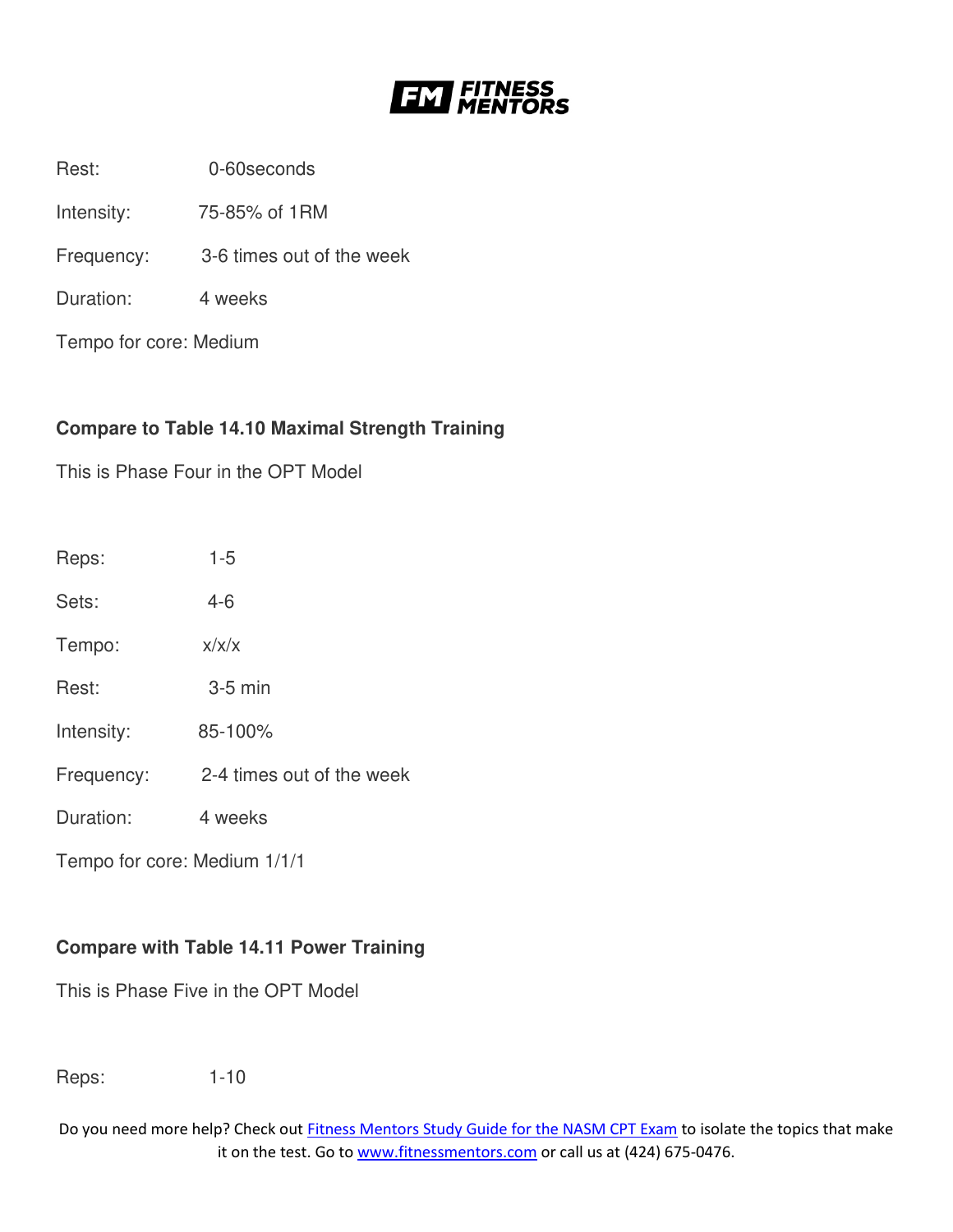Rest: 0-60seconds

Intensity: 75-85% of 1RM

Frequency: 3-6 times out of the week

Duration: 4 weeks

Tempo for core: Medium

**Compare to Table 14.10 Maximal Strength Training**

This is Phase Four in the OPT Model

Reps: 1-5

Sets: 4-6

Tempo: x/x/x

Rest: 3-5 min

Intensity: 85-100%

Frequency: 2-4 times out of the week

Duration: 4 weeks

Tempo for core: Medium 1/1/1

**Compare with Table 14.11 Power Training**

This is Phase Five in the OPT Model

Reps: 1-10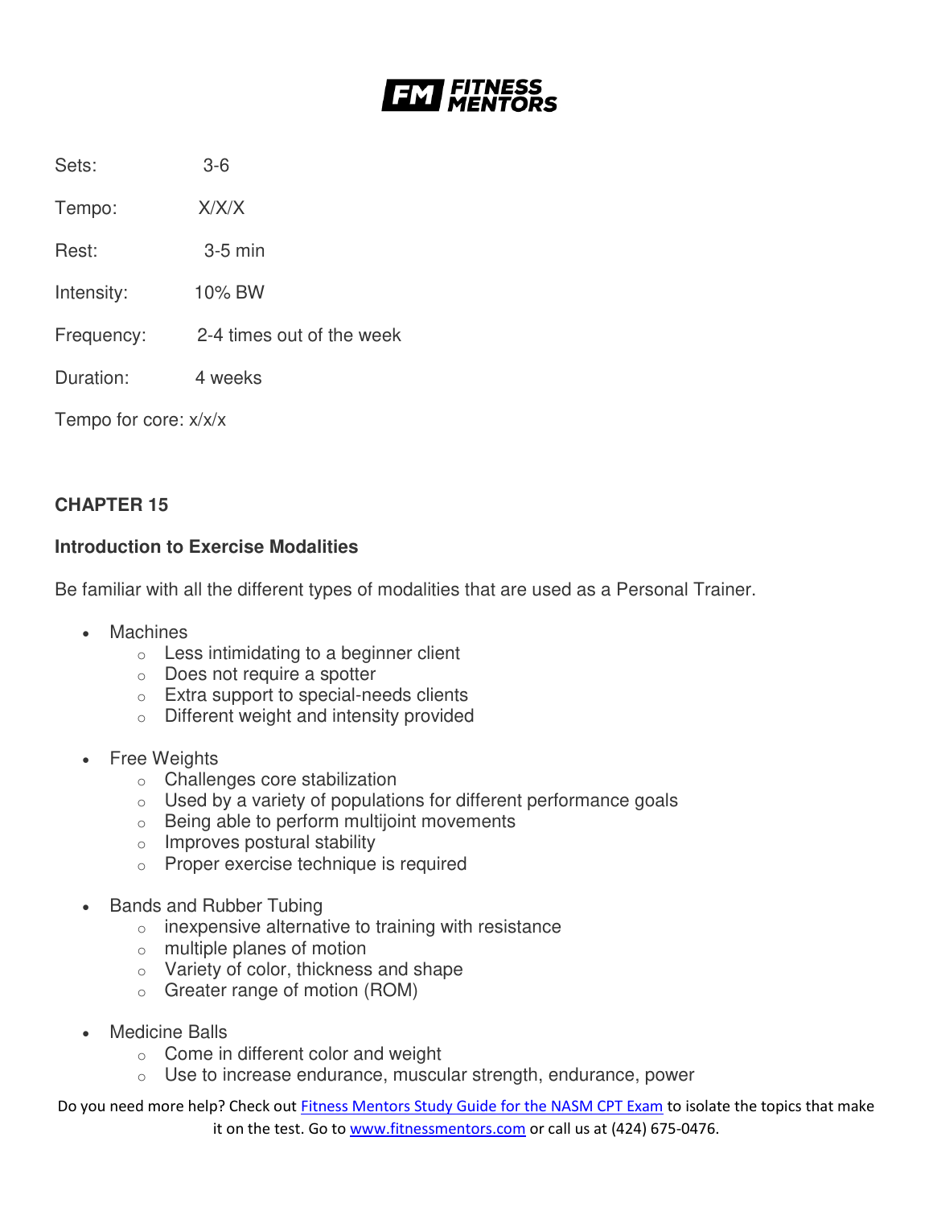Sets: 3-6

Tempo: X/X/X

Rest: 3-5 min

Intensity: 10% BW

Frequency: 2-4 times out of the week

Duration: 4 weeks

Tempo for core: x/x/x

**CHAPTER 15**

**Introduction to Exercise Modalities**

Be familiar with all the different types of modalities that are used as a Personal Trainer.

- Machines
  - Less intimidating to a beginner client
  - Does not require a spotter
  - Extra support to special-needs clients
  - Different weight and intensity provided
- Free Weights
  - Challenges core stabilization
  - Used by a variety of populations for different performance goals
  - Being able to perform multijoint movements
  - Improves postural stability
  - Proper exercise technique is required
- Bands and Rubber Tubing
  - inexpensive alternative to training with resistance
  - multiple planes of motion
  - Variety of color, thickness and shape
  - Greater range of motion (ROM)
- Medicine Balls
  - Come in different color and weight
  - Use to increase endurance, muscular strength, endurance, power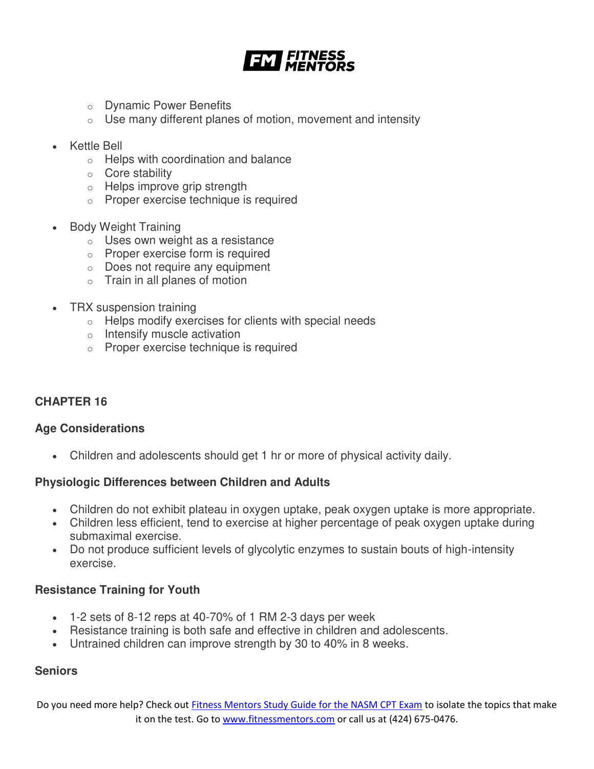- Dynamic Power Benefits
  - Use many different planes of motion, movement and intensity

- Kettle Bell
  - Helps with coordination and balance
  - Core stability
  - Helps improve grip strength
  - Proper exercise technique is required

- Body Weight Training
  - Uses own weight as a resistance
  - Proper exercise form is required
  - Does not require any equipment
  - Train in all planes of motion

- TRX suspension training
  - Helps modify exercises for clients with special needs
  - Intensify muscle activation
  - Proper exercise technique is required

## CHAPTER 16

### Age Considerations

- Children and adolescents should get 1 hr or more of physical activity daily.

### Physiologic Differences between Children and Adults

- Children do not exhibit plateau in oxygen uptake, peak oxygen uptake is more appropriate.
- Children less efficient, tend to exercise at higher percentage of peak oxygen uptake during submaximal exercise.
- Do not produce sufficient levels of glycolytic enzymes to sustain bouts of high-intensity exercise.

### Resistance Training for Youth

- 1-2 sets of 8-12 reps at 40-70% of 1 RM 2-3 days per week
- Resistance training is both safe and effective in children and adolescents.
- Untrained children can improve strength by 30 to 40% in 8 weeks.

### Seniors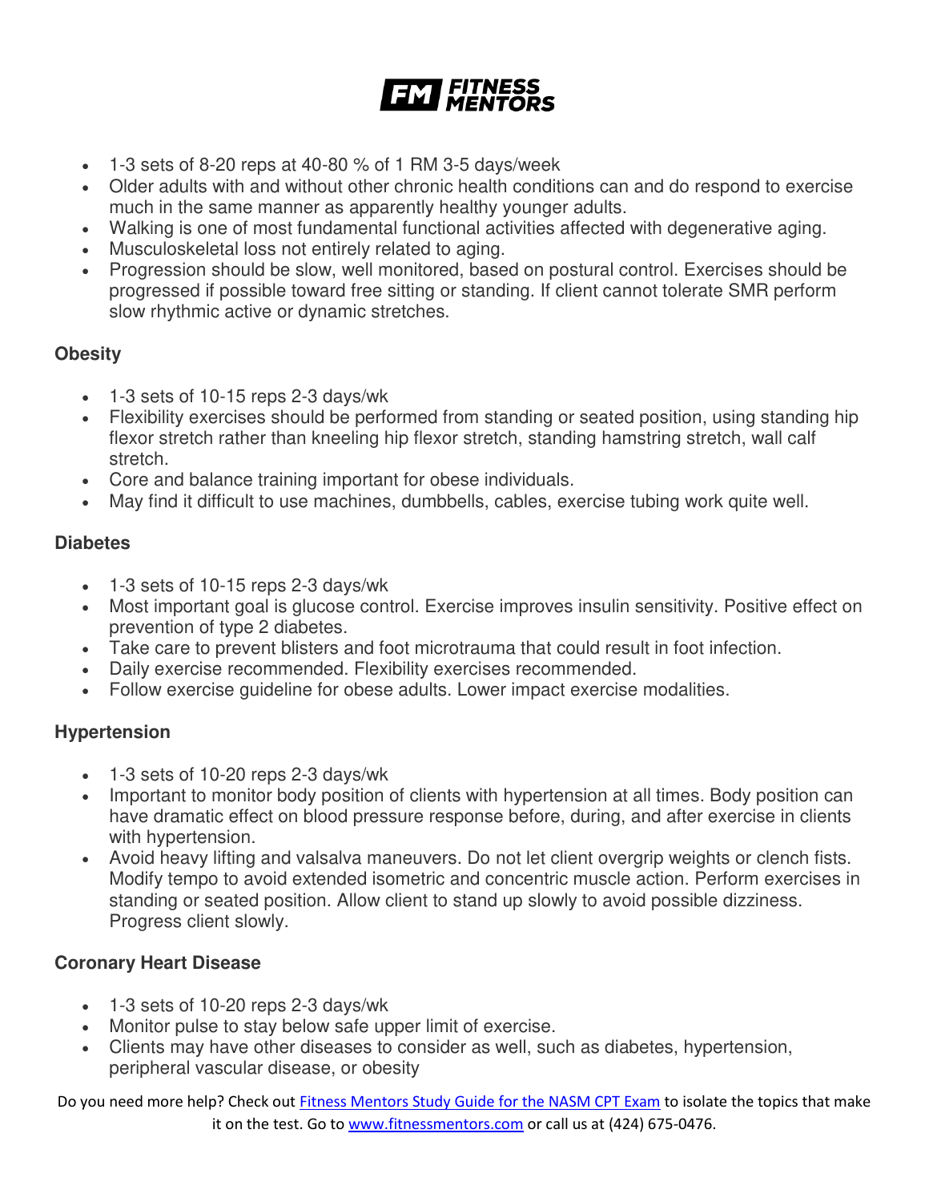- 1-3 sets of 8-20 reps at 40-80 % of 1 RM 3-5 days/week
- Older adults with and without other chronic health conditions can and do respond to exercise much in the same manner as apparently healthy younger adults.
- Walking is one of most fundamental functional activities affected with degenerative aging.
- Musculoskeletal loss not entirely related to aging.
- Progression should be slow, well monitored, based on postural control. Exercises should be progressed if possible toward free sitting or standing. If client cannot tolerate SMR perform slow rhythmic active or dynamic stretches.

**Obesity**

- 1-3 sets of 10-15 reps 2-3 days/wk
- Flexibility exercises should be performed from standing or seated position, using standing hip flexor stretch rather than kneeling hip flexor stretch, standing hamstring stretch, wall calf stretch.
- Core and balance training important for obese individuals.
- May find it difficult to use machines, dumbbells, cables, exercise tubing work quite well.

**Diabetes**

- 1-3 sets of 10-15 reps 2-3 days/wk
- Most important goal is glucose control. Exercise improves insulin sensitivity. Positive effect on prevention of type 2 diabetes.
- Take care to prevent blisters and foot microtrauma that could result in foot infection.
- Daily exercise recommended. Flexibility exercises recommended.
- Follow exercise guideline for obese adults. Lower impact exercise modalities.

**Hypertension**

- 1-3 sets of 10-20 reps 2-3 days/wk
- Important to monitor body position of clients with hypertension at all times. Body position can have dramatic effect on blood pressure response before, during, and after exercise in clients with hypertension.
- Avoid heavy lifting and valsalva maneuvers. Do not let client overgrip weights or clench fists. Modify tempo to avoid extended isometric and concentric muscle action. Perform exercises in standing or seated position. Allow client to stand up slowly to avoid possible dizziness. Progress client slowly.

**Coronary Heart Disease**

- 1-3 sets of 10-20 reps 2-3 days/wk
- Monitor pulse to stay below safe upper limit of exercise.
- Clients may have other diseases to consider as well, such as diabetes, hypertension, peripheral vascular disease, or obesity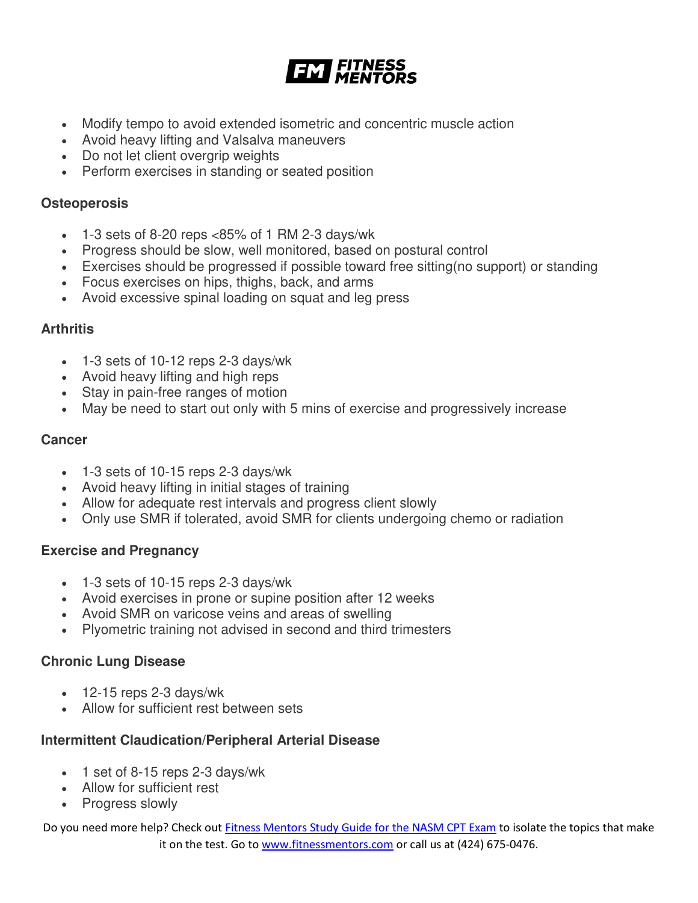- Modify tempo to avoid extended isometric and concentric muscle action
- Avoid heavy lifting and Valsalva maneuvers
- Do not let client overgrip weights
- Perform exercises in standing or seated position

### Osteoperosis

- 1-3 sets of 8-20 reps <85% of 1 RM 2-3 days/wk
- Progress should be slow, well monitored, based on postural control
- Exercises should be progressed if possible toward free sitting(no support) or standing
- Focus exercises on hips, thighs, back, and arms
- Avoid excessive spinal loading on squat and leg press

### Arthritis

- 1-3 sets of 10-12 reps 2-3 days/wk
- Avoid heavy lifting and high reps
- Stay in pain-free ranges of motion
- May be need to start out only with 5 mins of exercise and progressively increase

### Cancer

- 1-3 sets of 10-15 reps 2-3 days/wk
- Avoid heavy lifting in initial stages of training
- Allow for adequate rest intervals and progress client slowly
- Only use SMR if tolerated, avoid SMR for clients undergoing chemo or radiation

### Exercise and Pregnancy

- 1-3 sets of 10-15 reps 2-3 days/wk
- Avoid exercises in prone or supine position after 12 weeks
- Avoid SMR on varicose veins and areas of swelling
- Plyometric training not advised in second and third trimesters

### Chronic Lung Disease

- 12-15 reps 2-3 days/wk
- Allow for sufficient rest between sets

### Intermittent Claudication/Peripheral Arterial Disease

- 1 set of 8-15 reps 2-3 days/wk
- Allow for sufficient rest
- Progress slowly

Do you need more help? Check out [Fitness Mentors Study Guide for the NASM CPT Exam] to isolate the topics that make it on the test. Go to [www.fitnessmentors.com] or call us at (424) 675-0476.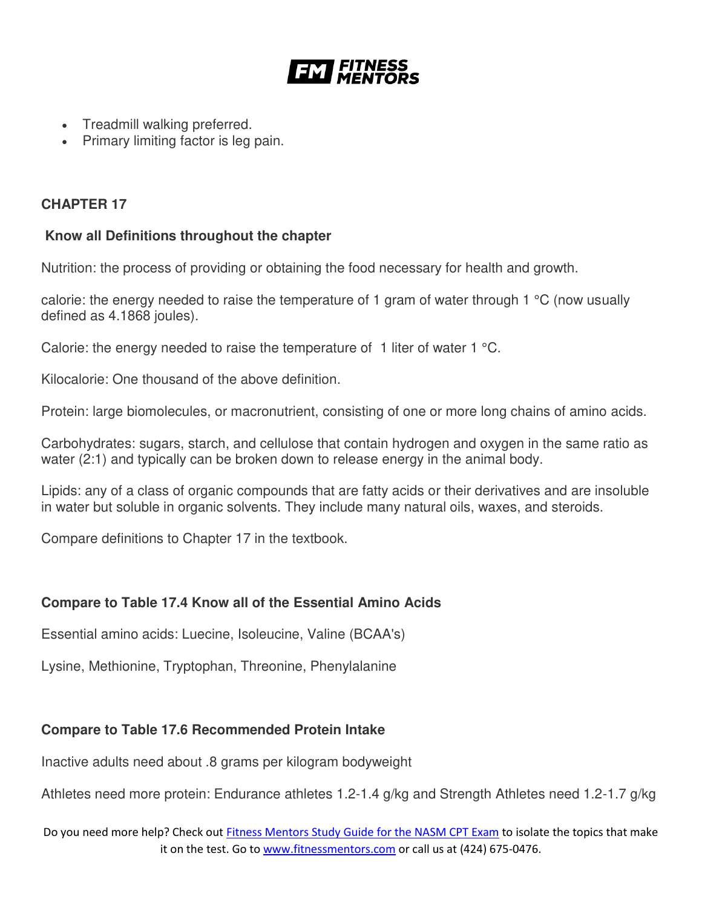- Treadmill walking preferred.
- Primary limiting factor is leg pain.

## CHAPTER 17

**Know all Definitions throughout the chapter**

Nutrition: the process of providing or obtaining the food necessary for health and growth.

calorie: the energy needed to raise the temperature of 1 gram of water through 1 °C (now usually defined as 4.1868 joules).

Calorie: the energy needed to raise the temperature of 1 liter of water 1 °C.

Kilocalorie: One thousand of the above definition.

Protein: large biomolecules, or macronutrient, consisting of one or more long chains of amino acids.

Carbohydrates: sugars, starch, and cellulose that contain hydrogen and oxygen in the same ratio as water (2:1) and typically can be broken down to release energy in the animal body.

Lipids: any of a class of organic compounds that are fatty acids or their derivatives and are insoluble in water but soluble in organic solvents. They include many natural oils, waxes, and steroids.

Compare definitions to Chapter 17 in the textbook.

**Compare to Table 17.4 Know all of the Essential Amino Acids**

Essential amino acids: Luecine, Isoleucine, Valine (BCAA's)

Lysine, Methionine, Tryptophan, Threonine, Phenylalanine

**Compare to Table 17.6 Recommended Protein Intake**

Inactive adults need about .8 grams per kilogram bodyweight

Athletes need more protein: Endurance athletes 1.2-1.4 g/kg and Strength Athletes need 1.2-1.7 g/kg

Do you need more help? Check out Fitness Mentors Study Guide for the NASM CPT Exam to isolate the topics that make it on the test. Go to www.fitnessmentors.com or call us at (424) 675-0476.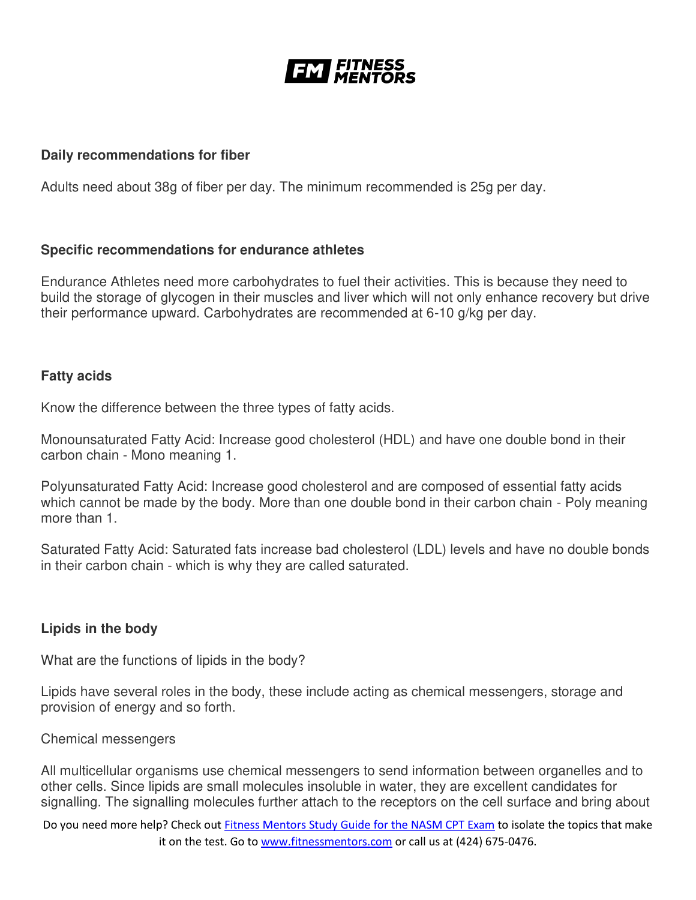**Daily recommendations for fiber**

Adults need about 38g of fiber per day. The minimum recommended is 25g per day.

**Specific recommendations for endurance athletes**

Endurance Athletes need more carbohydrates to fuel their activities. This is because they need to build the storage of glycogen in their muscles and liver which will not only enhance recovery but drive their performance upward. Carbohydrates are recommended at 6-10 g/kg per day.

**Fatty acids**

Know the difference between the three types of fatty acids.

Monounsaturated Fatty Acid: Increase good cholesterol (HDL) and have one double bond in their carbon chain - Mono meaning 1.

Polyunsaturated Fatty Acid: Increase good cholesterol and are composed of essential fatty acids which cannot be made by the body. More than one double bond in their carbon chain - Poly meaning more than 1.

Saturated Fatty Acid: Saturated fats increase bad cholesterol (LDL) levels and have no double bonds in their carbon chain - which is why they are called saturated.

**Lipids in the body**

What are the functions of lipids in the body?

Lipids have several roles in the body, these include acting as chemical messengers, storage and provision of energy and so forth.

Chemical messengers

All multicellular organisms use chemical messengers to send information between organelles and to other cells. Since lipids are small molecules insoluble in water, they are excellent candidates for signalling. The signalling molecules further attach to the receptors on the cell surface and bring about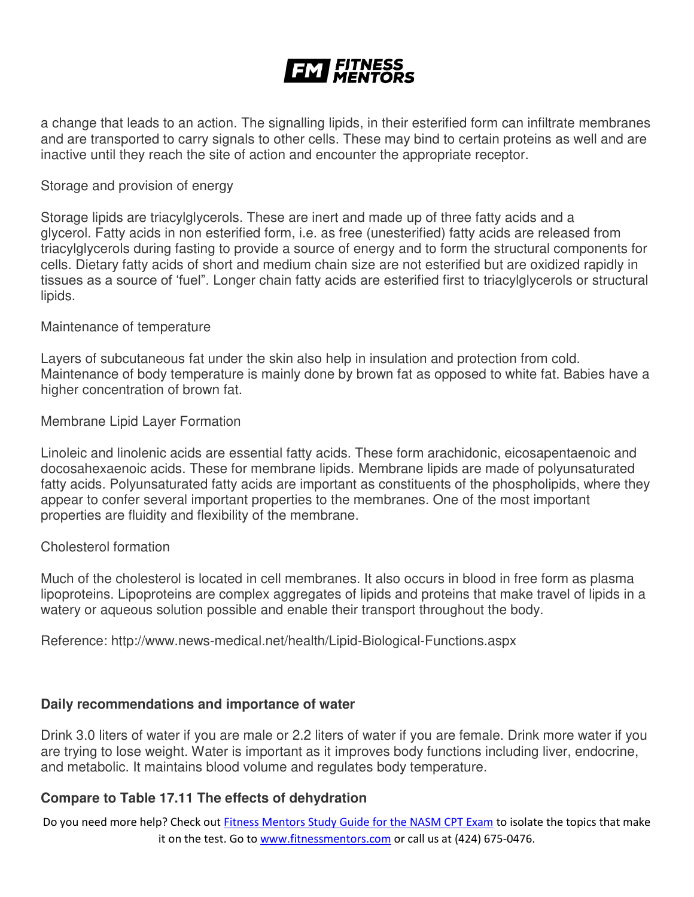a change that leads to an action. The signalling lipids, in their esterified form can infiltrate membranes and are transported to carry signals to other cells. These may bind to certain proteins as well and are inactive until they reach the site of action and encounter the appropriate receptor.

Storage and provision of energy

Storage lipids are triacylglycerols. These are inert and made up of three fatty acids and a glycerol. Fatty acids in non esterified form, i.e. as free (unesterified) fatty acids are released from triacylglycerols during fasting to provide a source of energy and to form the structural components for cells. Dietary fatty acids of short and medium chain size are not esterified but are oxidized rapidly in tissues as a source of 'fuel". Longer chain fatty acids are esterified first to triacylglycerols or structural lipids.

Maintenance of temperature

Layers of subcutaneous fat under the skin also help in insulation and protection from cold. Maintenance of body temperature is mainly done by brown fat as opposed to white fat. Babies have a higher concentration of brown fat.

Membrane Lipid Layer Formation

Linoleic and linolenic acids are essential fatty acids. These form arachidonic, eicosapentaenoic and docosahexaenoic acids. These for membrane lipids. Membrane lipids are made of polyunsaturated fatty acids. Polyunsaturated fatty acids are important as constituents of the phospholipids, where they appear to confer several important properties to the membranes. One of the most important properties are fluidity and flexibility of the membrane.

Cholesterol formation

Much of the cholesterol is located in cell membranes. It also occurs in blood in free form as plasma lipoproteins. Lipoproteins are complex aggregates of lipids and proteins that make travel of lipids in a watery or aqueous solution possible and enable their transport throughout the body.

Reference: http://www.news-medical.net/health/Lipid-Biological-Functions.aspx

**Daily recommendations and importance of water**

Drink 3.0 liters of water if you are male or 2.2 liters of water if you are female. Drink more water if you are trying to lose weight. Water is important as it improves body functions including liver, endocrine, and metabolic. It maintains blood volume and regulates body temperature.

**Compare to Table 17.11 The effects of dehydration**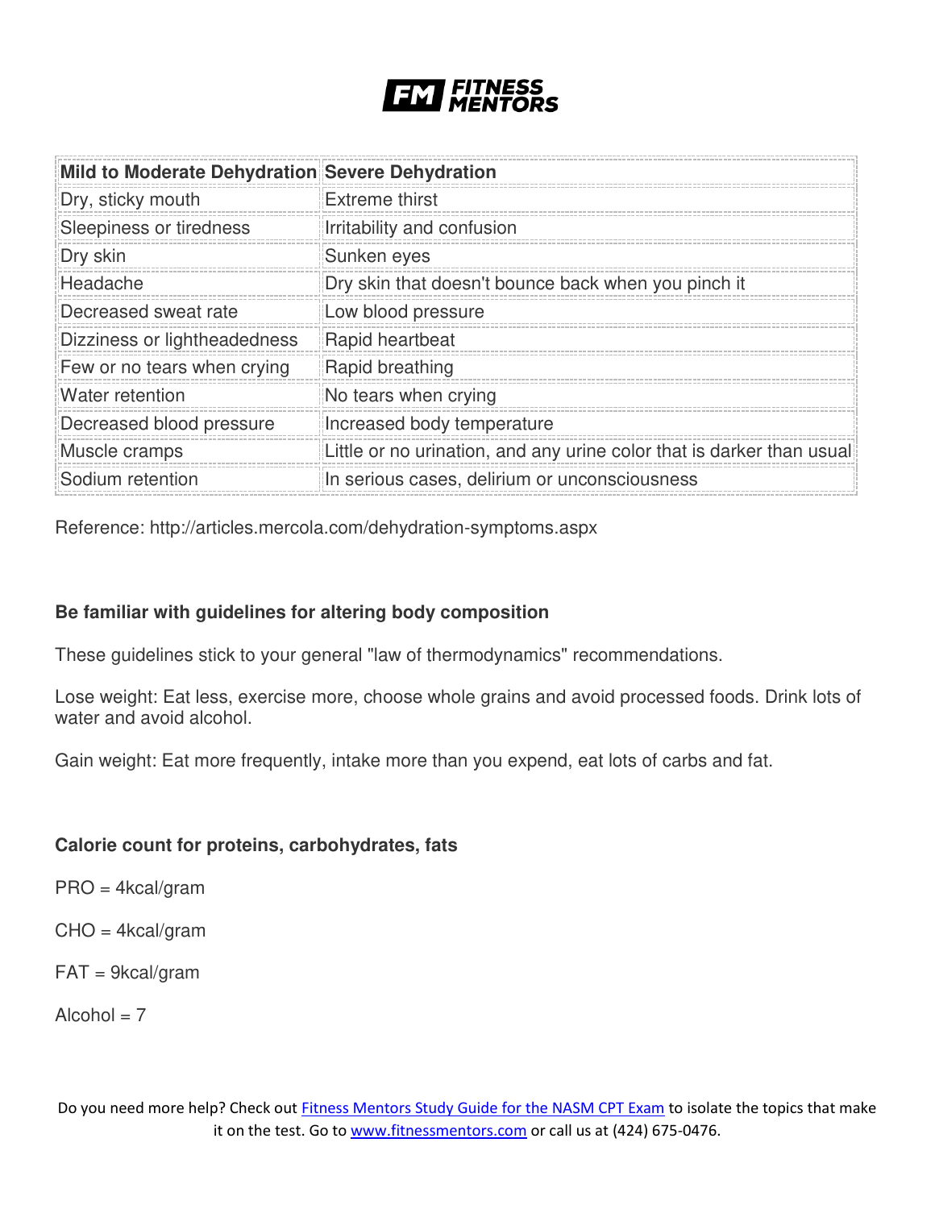| Mild to Moderate Dehydration | Severe Dehydration |
| --- | --- |
| Dry, sticky mouth | Extreme thirst |
| Sleepiness or tiredness | Irritability and confusion |
| Dry skin | Sunken eyes |
| Headache | Dry skin that doesn't bounce back when you pinch it |
| Decreased sweat rate | Low blood pressure |
| Dizziness or lightheadedness | Rapid heartbeat |
| Few or no tears when crying | Rapid breathing |
| Water retention | No tears when crying |
| Decreased blood pressure | Increased body temperature |
| Muscle cramps | Little or no urination, and any urine color that is darker than usual |
| Sodium retention | In serious cases, delirium or unconsciousness |

Reference: http://articles.mercola.com/dehydration-symptoms.aspx

**Be familiar with guidelines for altering body composition**

These guidelines stick to your general "law of thermodynamics" recommendations.

Lose weight: Eat less, exercise more, choose whole grains and avoid processed foods. Drink lots of water and avoid alcohol.

Gain weight: Eat more frequently, intake more than you expend, eat lots of carbs and fat.

**Calorie count for proteins, carbohydrates, fats**

PRO = 4kcal/gram

CHO = 4kcal/gram

FAT = 9kcal/gram

Alcohol = 7

Do you need more help? Check out [Fitness Mentors Study Guide for the NASM CPT Exam]() to isolate the topics that make it on the test. Go to [www.fitnessmentors.com]() or call us at (424) 675-0476.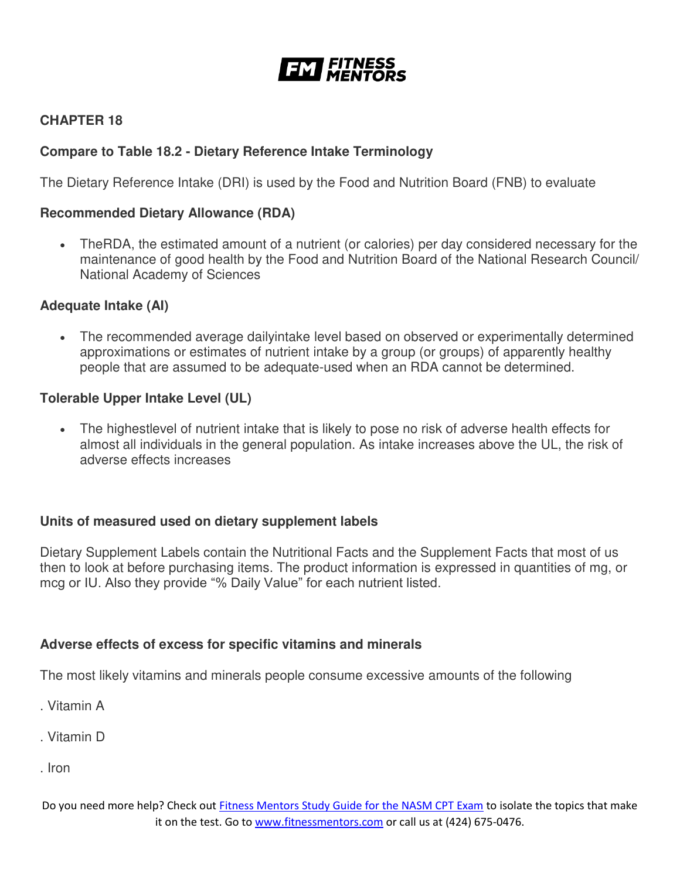## CHAPTER 18

### Compare to Table 18.2 - Dietary Reference Intake Terminology

The Dietary Reference Intake (DRI) is used by the Food and Nutrition Board (FNB) to evaluate

### Recommended Dietary Allowance (RDA)

- TheRDA, the estimated amount of a nutrient (or calories) per day considered necessary for the maintenance of good health by the Food and Nutrition Board of the National Research Council/ National Academy of Sciences

### Adequate Intake (AI)

- The recommended average dailyintake level based on observed or experimentally determined approximations or estimates of nutrient intake by a group (or groups) of apparently healthy people that are assumed to be adequate-used when an RDA cannot be determined.

### Tolerable Upper Intake Level (UL)

- The highestlevel of nutrient intake that is likely to pose no risk of adverse health effects for almost all individuals in the general population. As intake increases above the UL, the risk of adverse effects increases

### Units of measured used on dietary supplement labels

Dietary Supplement Labels contain the Nutritional Facts and the Supplement Facts that most of us then to look at before purchasing items. The product information is expressed in quantities of mg, or mcg or IU. Also they provide “% Daily Value” for each nutrient listed.

### Adverse effects of excess for specific vitamins and minerals

The most likely vitamins and minerals people consume excessive amounts of the following

. Vitamin A

. Vitamin D

. Iron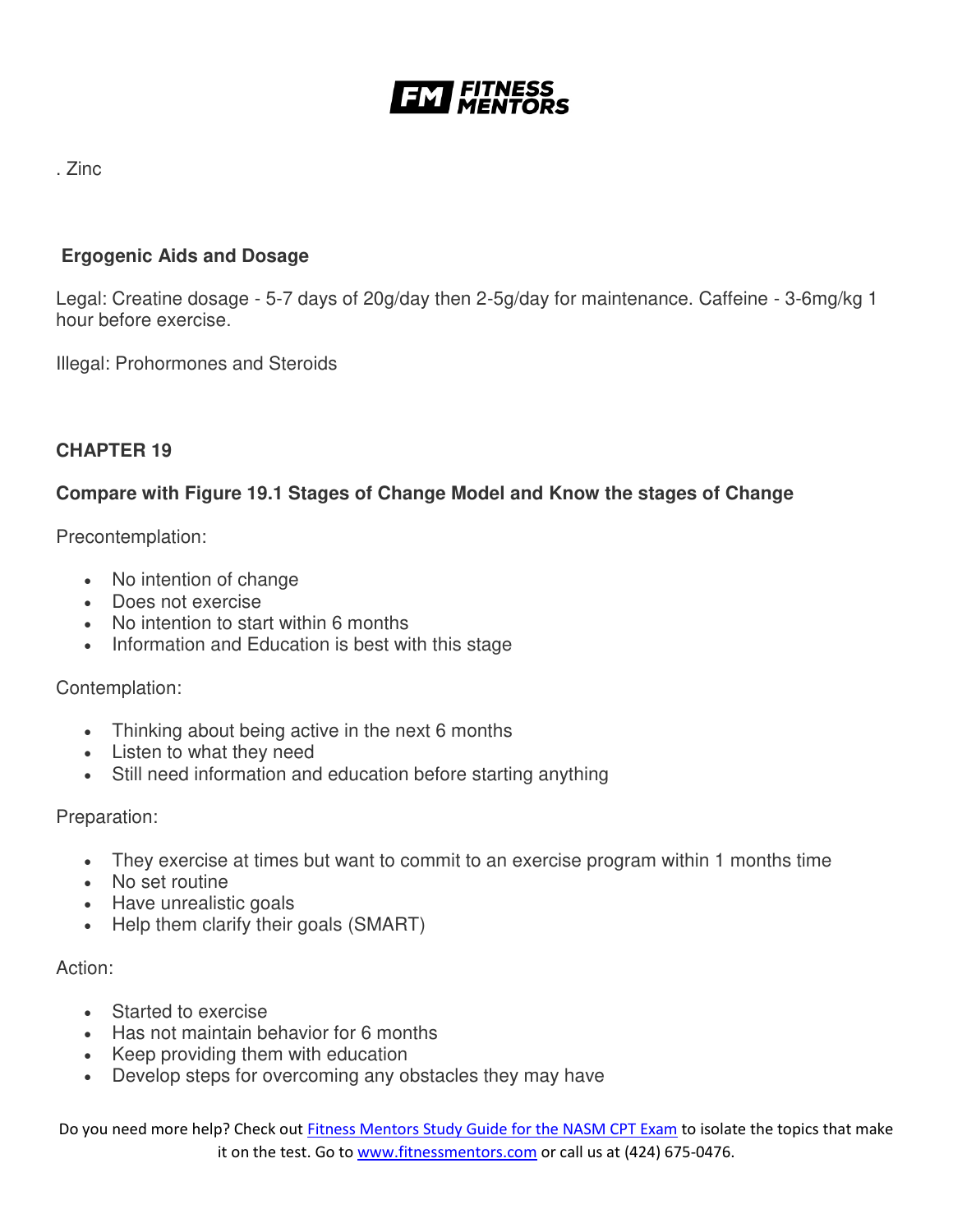. Zinc

**Ergogenic Aids and Dosage**

Legal: Creatine dosage - 5-7 days of 20g/day then 2-5g/day for maintenance. Caffeine - 3-6mg/kg 1 hour before exercise.

Illegal: Prohormones and Steroids

**CHAPTER 19**

**Compare with Figure 19.1 Stages of Change Model and Know the stages of Change**

Precontemplation:

- No intention of change
- Does not exercise
- No intention to start within 6 months
- Information and Education is best with this stage

Contemplation:

- Thinking about being active in the next 6 months
- Listen to what they need
- Still need information and education before starting anything

Preparation:

- They exercise at times but want to commit to an exercise program within 1 months time
- No set routine
- Have unrealistic goals
- Help them clarify their goals (SMART)

Action:

- Started to exercise
- Has not maintain behavior for 6 months
- Keep providing them with education
- Develop steps for overcoming any obstacles they may have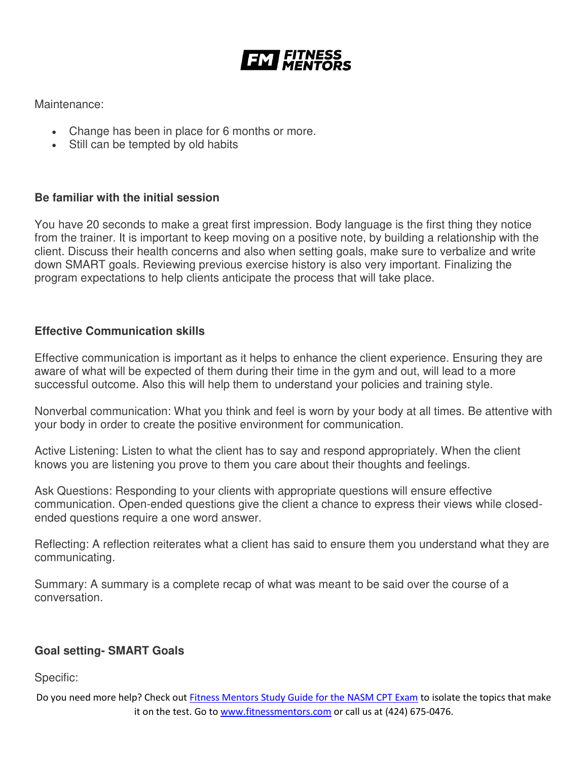Maintenance:

- Change has been in place for 6 months or more.
- Still can be tempted by old habits

**Be familiar with the initial session**

You have 20 seconds to make a great first impression. Body language is the first thing they notice from the trainer. It is important to keep moving on a positive note, by building a relationship with the client. Discuss their health concerns and also when setting goals, make sure to verbalize and write down SMART goals. Reviewing previous exercise history is also very important. Finalizing the program expectations to help clients anticipate the process that will take place.

**Effective Communication skills**

Effective communication is important as it helps to enhance the client experience. Ensuring they are aware of what will be expected of them during their time in the gym and out, will lead to a more successful outcome. Also this will help them to understand your policies and training style.

Nonverbal communication: What you think and feel is worn by your body at all times. Be attentive with your body in order to create the positive environment for communication.

Active Listening: Listen to what the client has to say and respond appropriately. When the client knows you are listening you prove to them you care about their thoughts and feelings.

Ask Questions: Responding to your clients with appropriate questions will ensure effective communication. Open-ended questions give the client a chance to express their views while closed-ended questions require a one word answer.

Reflecting: A reflection reiterates what a client has said to ensure them you understand what they are communicating.

Summary: A summary is a complete recap of what was meant to be said over the course of a conversation.

**Goal setting- SMART Goals**

Specific: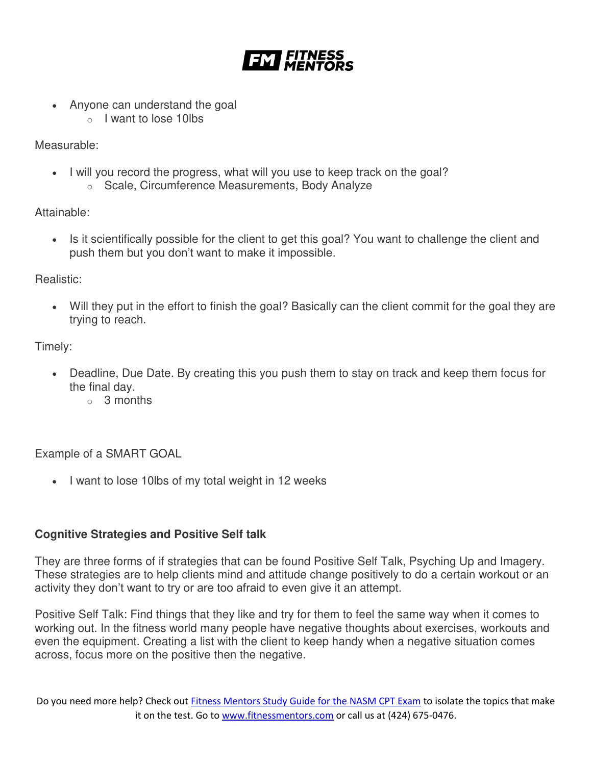- Anyone can understand the goal
  - I want to lose 10lbs

Measurable:

- I will you record the progress, what will you use to keep track on the goal?
  - Scale, Circumference Measurements, Body Analyze

Attainable:

- Is it scientifically possible for the client to get this goal? You want to challenge the client and push them but you don't want to make it impossible.

Realistic:

- Will they put in the effort to finish the goal? Basically can the client commit for the goal they are trying to reach.

Timely:

- Deadline, Due Date. By creating this you push them to stay on track and keep them focus for the final day.
  - 3 months

Example of a SMART GOAL

- I want to lose 10lbs of my total weight in 12 weeks

**Cognitive Strategies and Positive Self talk**

They are three forms of if strategies that can be found Positive Self Talk, Psyching Up and Imagery. These strategies are to help clients mind and attitude change positively to do a certain workout or an activity they don't want to try or are too afraid to even give it an attempt.

Positive Self Talk: Find things that they like and try for them to feel the same way when it comes to working out. In the fitness world many people have negative thoughts about exercises, workouts and even the equipment. Creating a list with the client to keep handy when a negative situation comes across, focus more on the positive then the negative.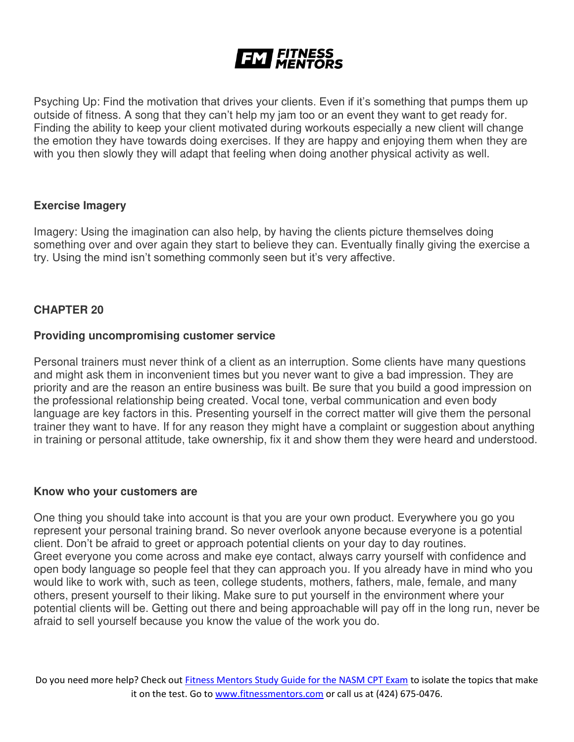Psyching Up: Find the motivation that drives your clients. Even if it's something that pumps them up outside of fitness. A song that they can't help my jam too or an event they want to get ready for. Finding the ability to keep your client motivated during workouts especially a new client will change the emotion they have towards doing exercises. If they are happy and enjoying them when they are with you then slowly they will adapt that feeling when doing another physical activity as well.

### Exercise Imagery

Imagery: Using the imagination can also help, by having the clients picture themselves doing something over and over again they start to believe they can. Eventually finally giving the exercise a try. Using the mind isn't something commonly seen but it's very affective.

## CHAPTER 20

### Providing uncompromising customer service

Personal trainers must never think of a client as an interruption. Some clients have many questions and might ask them in inconvenient times but you never want to give a bad impression. They are priority and are the reason an entire business was built. Be sure that you build a good impression on the professional relationship being created. Vocal tone, verbal communication and even body language are key factors in this. Presenting yourself in the correct matter will give them the personal trainer they want to have. If for any reason they might have a complaint or suggestion about anything in training or personal attitude, take ownership, fix it and show them they were heard and understood.

### Know who your customers are

One thing you should take into account is that you are your own product. Everywhere you go you represent your personal training brand. So never overlook anyone because everyone is a potential client. Don't be afraid to greet or approach potential clients on your day to day routines.
Greet everyone you come across and make eye contact, always carry yourself with confidence and open body language so people feel that they can approach you. If you already have in mind who you would like to work with, such as teen, college students, mothers, fathers, male, female, and many others, present yourself to their liking. Make sure to put yourself in the environment where your potential clients will be. Getting out there and being approachable will pay off in the long run, never be afraid to sell yourself because you know the value of the work you do.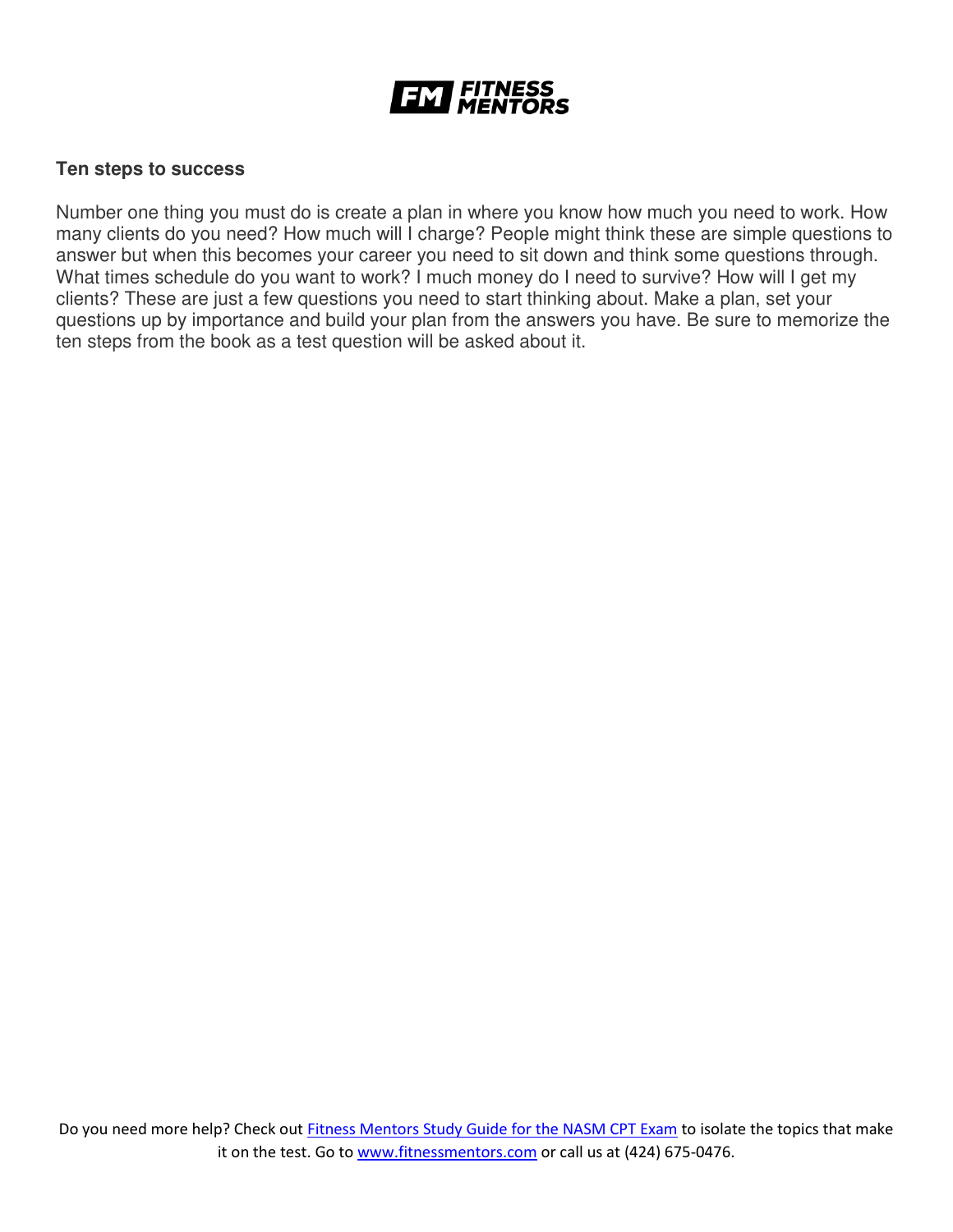**Ten steps to success**

Number one thing you must do is create a plan in where you know how much you need to work. How many clients do you need? How much will I charge? People might think these are simple questions to answer but when this becomes your career you need to sit down and think some questions through. What times schedule do you want to work? I much money do I need to survive? How will I get my clients? These are just a few questions you need to start thinking about. Make a plan, set your questions up by importance and build your plan from the answers you have. Be sure to memorize the ten steps from the book as a test question will be asked about it.